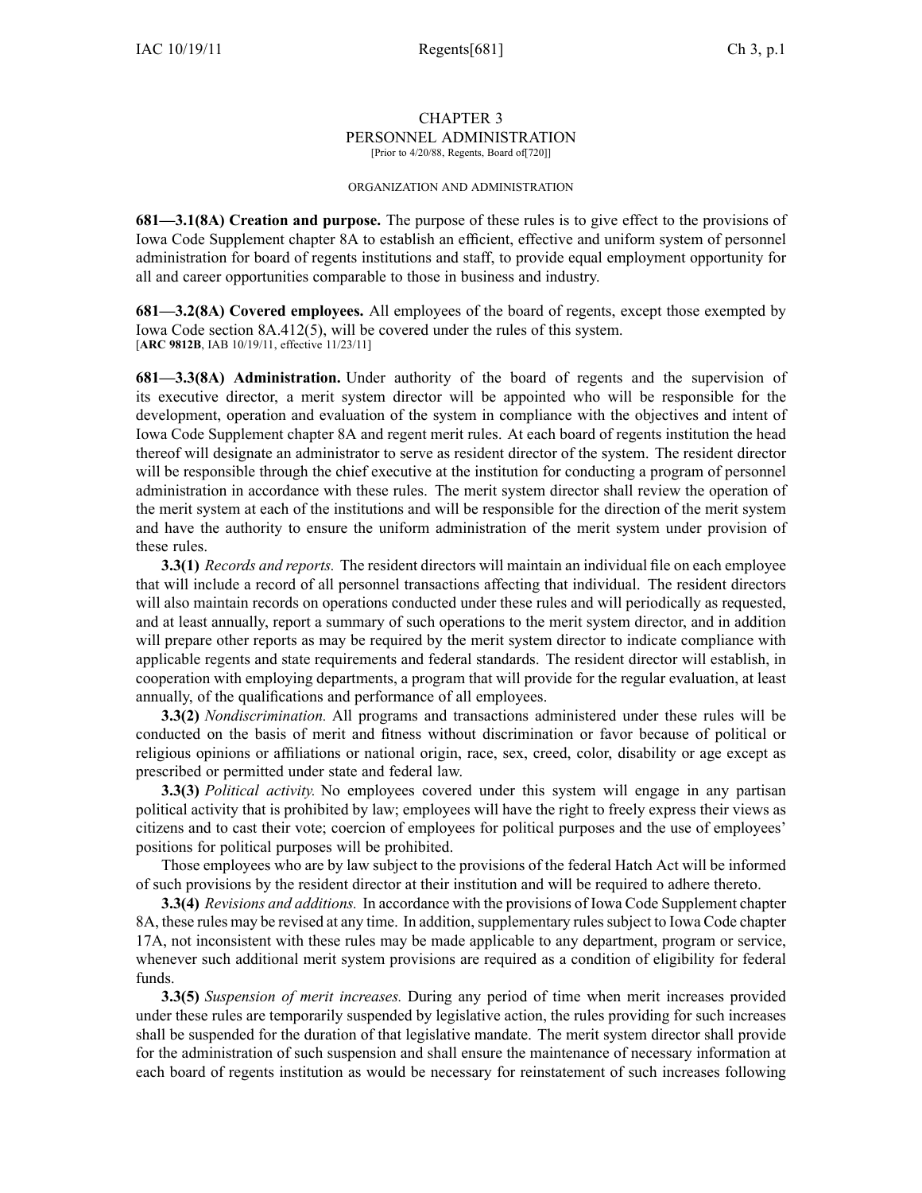# CHAPTER 3
# PERSONNEL ADMINISTRATION

[Prior to 4/20/88, Regents, Board of[720]]

## ORGANIZATION AND ADMINISTRATION

**681—3.1(8A) Creation and purpose.** The purpose of these rules is to give effect to the provisions of Iowa Code Supplement chapter 8A to establish an efficient, effective and uniform system of personnel administration for board of regents institutions and staff, to provide equal employment opportunity for all and career opportunities comparable to those in business and industry.

**681—3.2(8A) Covered employees.** All employees of the board of regents, except those exempted by Iowa Code section 8A.412(5), will be covered under the rules of this system.
[**ARC 9812B**, IAB 10/19/11, effective 11/23/11]

**681—3.3(8A) Administration.** Under authority of the board of regents and the supervision of its executive director, a merit system director will be appointed who will be responsible for the development, operation and evaluation of the system in compliance with the objectives and intent of Iowa Code Supplement chapter 8A and regent merit rules. At each board of regents institution the head thereof will designate an administrator to serve as resident director of the system. The resident director will be responsible through the chief executive at the institution for conducting a program of personnel administration in accordance with these rules. The merit system director shall review the operation of the merit system at each of the institutions and will be responsible for the direction of the merit system and have the authority to ensure the uniform administration of the merit system under provision of these rules.

**3.3(1)** *Records and reports.* The resident directors will maintain an individual file on each employee that will include a record of all personnel transactions affecting that individual. The resident directors will also maintain records on operations conducted under these rules and will periodically as requested, and at least annually, report a summary of such operations to the merit system director, and in addition will prepare other reports as may be required by the merit system director to indicate compliance with applicable regents and state requirements and federal standards. The resident director will establish, in cooperation with employing departments, a program that will provide for the regular evaluation, at least annually, of the qualifications and performance of all employees.

**3.3(2)** *Nondiscrimination.* All programs and transactions administered under these rules will be conducted on the basis of merit and fitness without discrimination or favor because of political or religious opinions or affiliations or national origin, race, sex, creed, color, disability or age except as prescribed or permitted under state and federal law.

**3.3(3)** *Political activity.* No employees covered under this system will engage in any partisan political activity that is prohibited by law; employees will have the right to freely express their views as citizens and to cast their vote; coercion of employees for political purposes and the use of employees' positions for political purposes will be prohibited.

Those employees who are by law subject to the provisions of the federal Hatch Act will be informed of such provisions by the resident director at their institution and will be required to adhere thereto.

**3.3(4)** *Revisions and additions.* In accordance with the provisions of Iowa Code Supplement chapter 8A, these rules may be revised at any time. In addition, supplementary rules subject to Iowa Code chapter 17A, not inconsistent with these rules may be made applicable to any department, program or service, whenever such additional merit system provisions are required as a condition of eligibility for federal funds.

**3.3(5)** *Suspension of merit increases.* During any period of time when merit increases provided under these rules are temporarily suspended by legislative action, the rules providing for such increases shall be suspended for the duration of that legislative mandate. The merit system director shall provide for the administration of such suspension and shall ensure the maintenance of necessary information at each board of regents institution as would be necessary for reinstatement of such increases following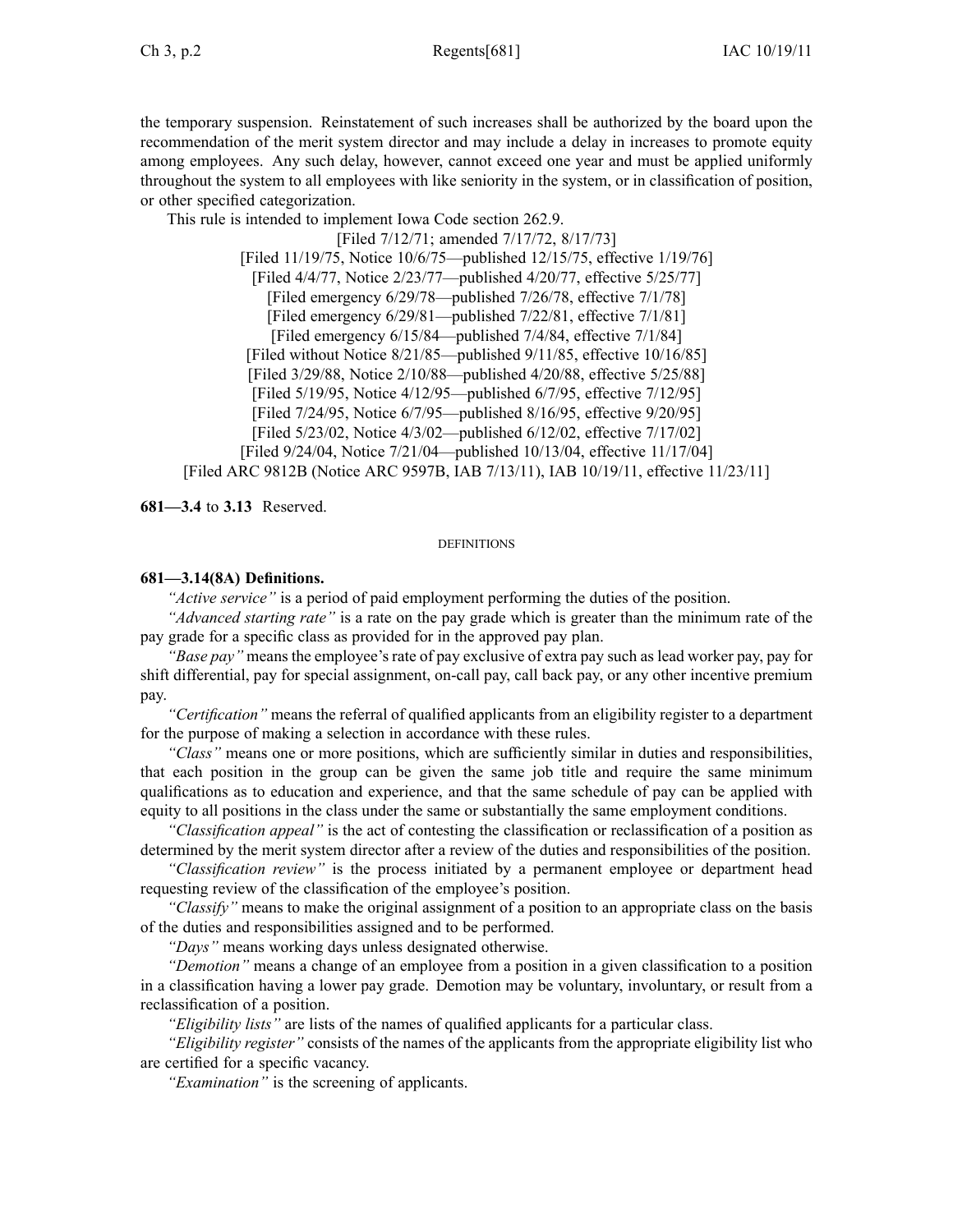the temporary suspension. Reinstatement of such increases shall be authorized by the board upon the recommendation of the merit system director and may include a delay in increases to promote equity among employees. Any such delay, however, cannot exceed one year and must be applied uniformly throughout the system to all employees with like seniority in the system, or in classification of position, or other specified categorization.

This rule is intended to implement Iowa Code section 262.9.

[Filed 7/12/71; amended 7/17/72, 8/17/73]
[Filed 11/19/75, Notice 10/6/75—published 12/15/75, effective 1/19/76]
[Filed 4/4/77, Notice 2/23/77—published 4/20/77, effective 5/25/77]
[Filed emergency 6/29/78—published 7/26/78, effective 7/1/78]
[Filed emergency 6/29/81—published 7/22/81, effective 7/1/81]
[Filed emergency 6/15/84—published 7/4/84, effective 7/1/84]
[Filed without Notice 8/21/85—published 9/11/85, effective 10/16/85]
[Filed 3/29/88, Notice 2/10/88—published 4/20/88, effective 5/25/88]
[Filed 5/19/95, Notice 4/12/95—published 6/7/95, effective 7/12/95]
[Filed 7/24/95, Notice 6/7/95—published 8/16/95, effective 9/20/95]
[Filed 5/23/02, Notice 4/3/02—published 6/12/02, effective 7/17/02]
[Filed 9/24/04, Notice 7/21/04—published 10/13/04, effective 11/17/04]
[Filed ARC 9812B (Notice ARC 9597B, IAB 7/13/11), IAB 10/19/11, effective 11/23/11]

**681—3.4** to **3.13** Reserved.

DEFINITIONS

**681—3.14(8A) Definitions.**

*"Active service"* is a period of paid employment performing the duties of the position.

*"Advanced starting rate"* is a rate on the pay grade which is greater than the minimum rate of the pay grade for a specific class as provided for in the approved pay plan.

*"Base pay"* means the employee's rate of pay exclusive of extra pay such as lead worker pay, pay for shift differential, pay for special assignment, on-call pay, call back pay, or any other incentive premium pay.

*"Certification"* means the referral of qualified applicants from an eligibility register to a department for the purpose of making a selection in accordance with these rules.

*"Class"* means one or more positions, which are sufficiently similar in duties and responsibilities, that each position in the group can be given the same job title and require the same minimum qualifications as to education and experience, and that the same schedule of pay can be applied with equity to all positions in the class under the same or substantially the same employment conditions.

*"Classification appeal"* is the act of contesting the classification or reclassification of a position as determined by the merit system director after a review of the duties and responsibilities of the position.

*"Classification review"* is the process initiated by a permanent employee or department head requesting review of the classification of the employee's position.

*"Classify"* means to make the original assignment of a position to an appropriate class on the basis of the duties and responsibilities assigned and to be performed.

*"Days"* means working days unless designated otherwise.

*"Demotion"* means a change of an employee from a position in a given classification to a position in a classification having a lower pay grade. Demotion may be voluntary, involuntary, or result from a reclassification of a position.

*"Eligibility lists"* are lists of the names of qualified applicants for a particular class.

*"Eligibility register"* consists of the names of the applicants from the appropriate eligibility list who are certified for a specific vacancy.

*"Examination"* is the screening of applicants.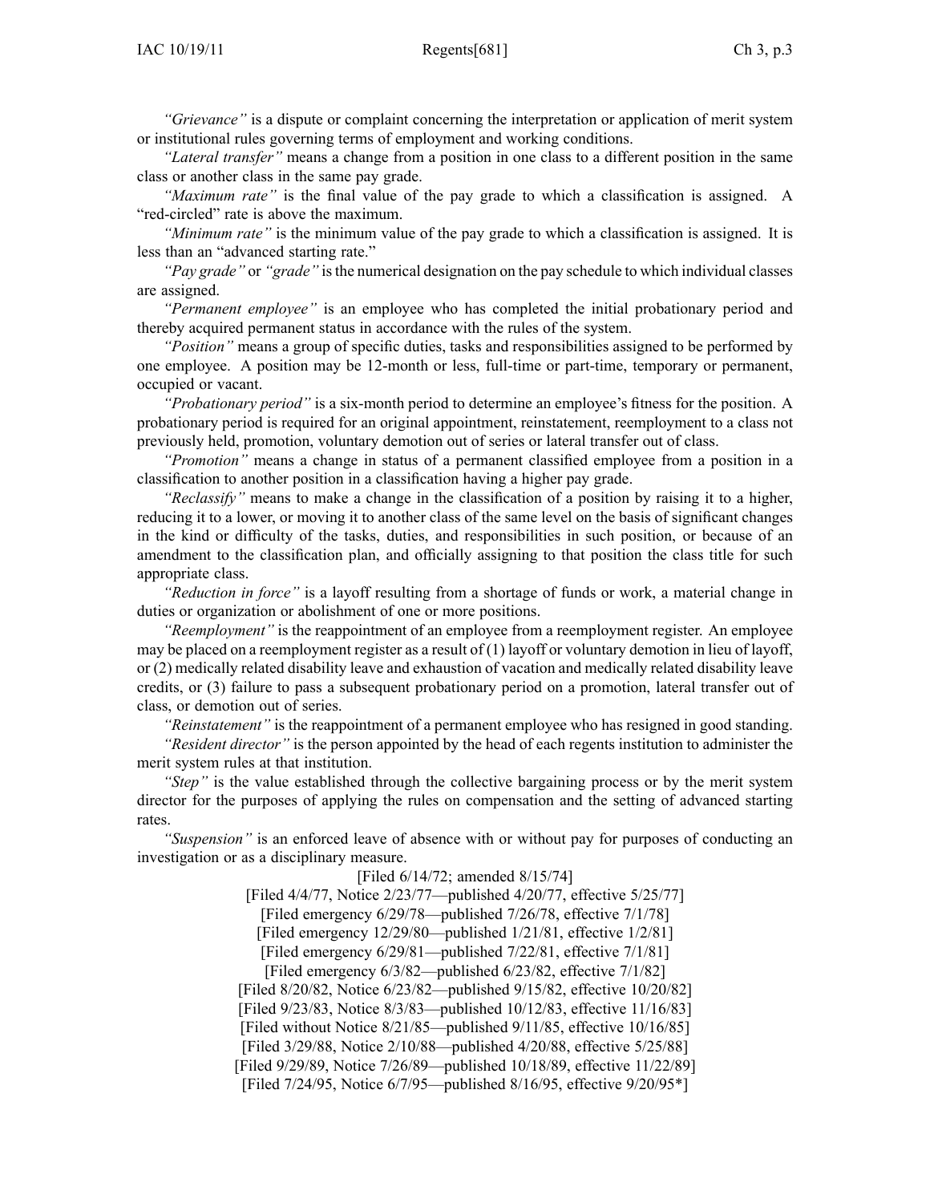*"Grievance"* is a dispute or complaint concerning the interpretation or application of merit system or institutional rules governing terms of employment and working conditions.

*"Lateral transfer"* means a change from a position in one class to a different position in the same class or another class in the same pay grade.

*"Maximum rate"* is the final value of the pay grade to which a classification is assigned. A "red-circled" rate is above the maximum.

*"Minimum rate"* is the minimum value of the pay grade to which a classification is assigned. It is less than an "advanced starting rate."

*"Pay grade"* or *"grade"* is the numerical designation on the pay schedule to which individual classes are assigned.

*"Permanent employee"* is an employee who has completed the initial probationary period and thereby acquired permanent status in accordance with the rules of the system.

*"Position"* means a group of specific duties, tasks and responsibilities assigned to be performed by one employee. A position may be 12-month or less, full-time or part-time, temporary or permanent, occupied or vacant.

*"Probationary period"* is a six-month period to determine an employee's fitness for the position. A probationary period is required for an original appointment, reinstatement, reemployment to a class not previously held, promotion, voluntary demotion out of series or lateral transfer out of class.

*"Promotion"* means a change in status of a permanent classified employee from a position in a classification to another position in a classification having a higher pay grade.

*"Reclassify"* means to make a change in the classification of a position by raising it to a higher, reducing it to a lower, or moving it to another class of the same level on the basis of significant changes in the kind or difficulty of the tasks, duties, and responsibilities in such position, or because of an amendment to the classification plan, and officially assigning to that position the class title for such appropriate class.

*"Reduction in force"* is a layoff resulting from a shortage of funds or work, a material change in duties or organization or abolishment of one or more positions.

*"Reemployment"* is the reappointment of an employee from a reemployment register. An employee may be placed on a reemployment register as a result of (1) layoff or voluntary demotion in lieu of layoff, or (2) medically related disability leave and exhaustion of vacation and medically related disability leave credits, or (3) failure to pass a subsequent probationary period on a promotion, lateral transfer out of class, or demotion out of series.

*"Reinstatement"* is the reappointment of a permanent employee who has resigned in good standing.

*"Resident director"* is the person appointed by the head of each regents institution to administer the merit system rules at that institution.

*"Step"* is the value established through the collective bargaining process or by the merit system director for the purposes of applying the rules on compensation and the setting of advanced starting rates.

*"Suspension"* is an enforced leave of absence with or without pay for purposes of conducting an investigation or as a disciplinary measure.

[Filed 6/14/72; amended 8/15/74]
[Filed 4/4/77, Notice 2/23/77—published 4/20/77, effective 5/25/77]
[Filed emergency 6/29/78—published 7/26/78, effective 7/1/78]
[Filed emergency 12/29/80—published 1/21/81, effective 1/2/81]
[Filed emergency 6/29/81—published 7/22/81, effective 7/1/81]
[Filed emergency 6/3/82—published 6/23/82, effective 7/1/82]
[Filed 8/20/82, Notice 6/23/82—published 9/15/82, effective 10/20/82]
[Filed 9/23/83, Notice 8/3/83—published 10/12/83, effective 11/16/83]
[Filed without Notice 8/21/85—published 9/11/85, effective 10/16/85]
[Filed 3/29/88, Notice 2/10/88—published 4/20/88, effective 5/25/88]
[Filed 9/29/89, Notice 7/26/89—published 10/18/89, effective 11/22/89]
[Filed 7/24/95, Notice 6/7/95—published 8/16/95, effective 9/20/95*]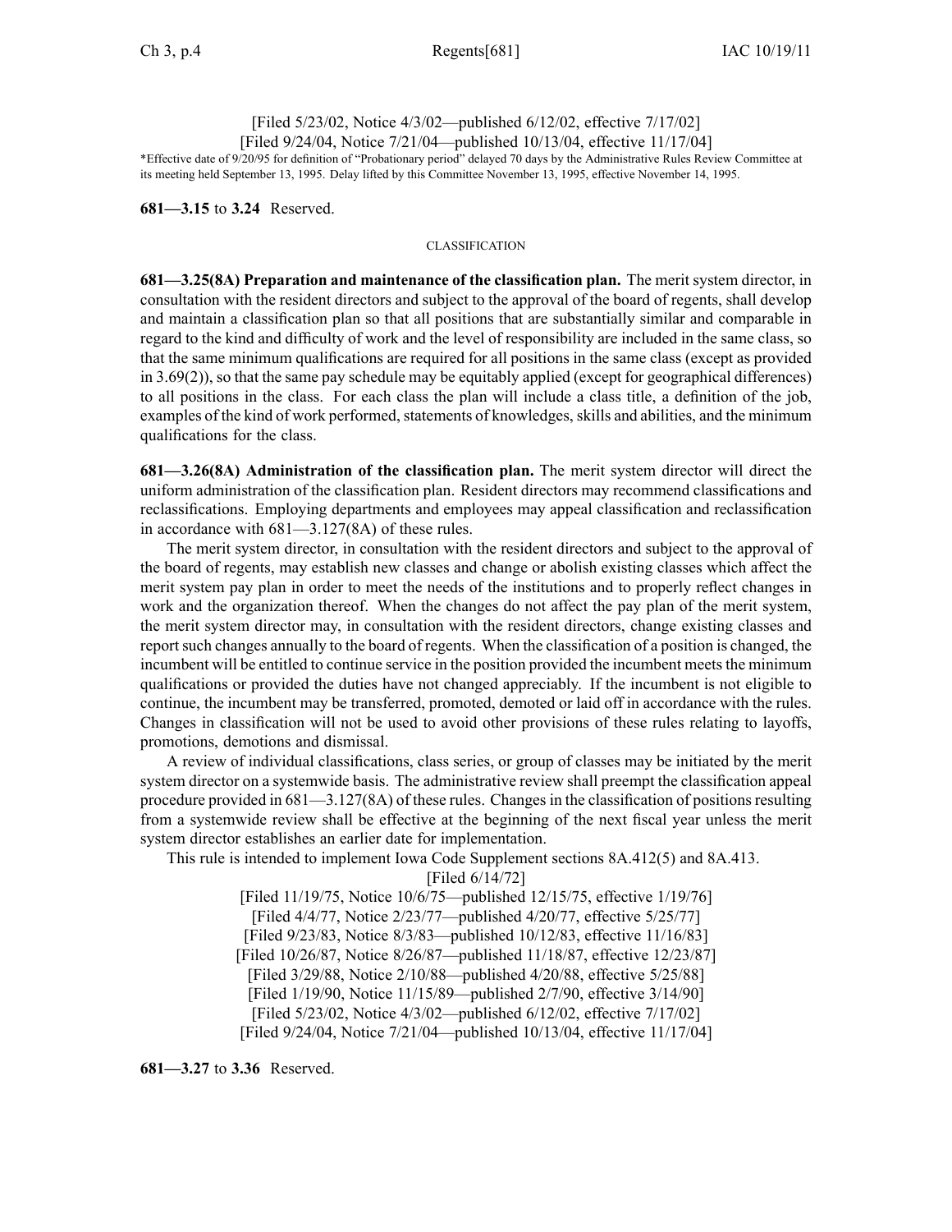[Filed 5/23/02, Notice 4/3/02—published 6/12/02, effective 7/17/02]
[Filed 9/24/04, Notice 7/21/04—published 10/13/04, effective 11/17/04]

*Effective date of 9/20/95 for definition of "Probationary period" delayed 70 days by the Administrative Rules Review Committee at its meeting held September 13, 1995. Delay lifted by this Committee November 13, 1995, effective November 14, 1995.

**681—3.15** to **3.24** Reserved.

CLASSIFICATION

**681—3.25(8A) Preparation and maintenance of the classification plan.** The merit system director, in consultation with the resident directors and subject to the approval of the board of regents, shall develop and maintain a classification plan so that all positions that are substantially similar and comparable in regard to the kind and difficulty of work and the level of responsibility are included in the same class, so that the same minimum qualifications are required for all positions in the same class (except as provided in 3.69(2)), so that the same pay schedule may be equitably applied (except for geographical differences) to all positions in the class. For each class the plan will include a class title, a definition of the job, examples of the kind of work performed, statements of knowledges, skills and abilities, and the minimum qualifications for the class.

**681—3.26(8A) Administration of the classification plan.** The merit system director will direct the uniform administration of the classification plan. Resident directors may recommend classifications and reclassifications. Employing departments and employees may appeal classification and reclassification in accordance with 681—3.127(8A) of these rules.

The merit system director, in consultation with the resident directors and subject to the approval of the board of regents, may establish new classes and change or abolish existing classes which affect the merit system pay plan in order to meet the needs of the institutions and to properly reflect changes in work and the organization thereof. When the changes do not affect the pay plan of the merit system, the merit system director may, in consultation with the resident directors, change existing classes and report such changes annually to the board of regents. When the classification of a position is changed, the incumbent will be entitled to continue service in the position provided the incumbent meets the minimum qualifications or provided the duties have not changed appreciably. If the incumbent is not eligible to continue, the incumbent may be transferred, promoted, demoted or laid off in accordance with the rules. Changes in classification will not be used to avoid other provisions of these rules relating to layoffs, promotions, demotions and dismissal.

A review of individual classifications, class series, or group of classes may be initiated by the merit system director on a systemwide basis. The administrative review shall preempt the classification appeal procedure provided in 681—3.127(8A) of these rules. Changes in the classification of positions resulting from a systemwide review shall be effective at the beginning of the next fiscal year unless the merit system director establishes an earlier date for implementation.

This rule is intended to implement Iowa Code Supplement sections 8A.412(5) and 8A.413.

[Filed 6/14/72]
[Filed 11/19/75, Notice 10/6/75—published 12/15/75, effective 1/19/76]
[Filed 4/4/77, Notice 2/23/77—published 4/20/77, effective 5/25/77]
[Filed 9/23/83, Notice 8/3/83—published 10/12/83, effective 11/16/83]
[Filed 10/26/87, Notice 8/26/87—published 11/18/87, effective 12/23/87]
[Filed 3/29/88, Notice 2/10/88—published 4/20/88, effective 5/25/88]
[Filed 1/19/90, Notice 11/15/89—published 2/7/90, effective 3/14/90]
[Filed 5/23/02, Notice 4/3/02—published 6/12/02, effective 7/17/02]
[Filed 9/24/04, Notice 7/21/04—published 10/13/04, effective 11/17/04]

**681—3.27** to **3.36** Reserved.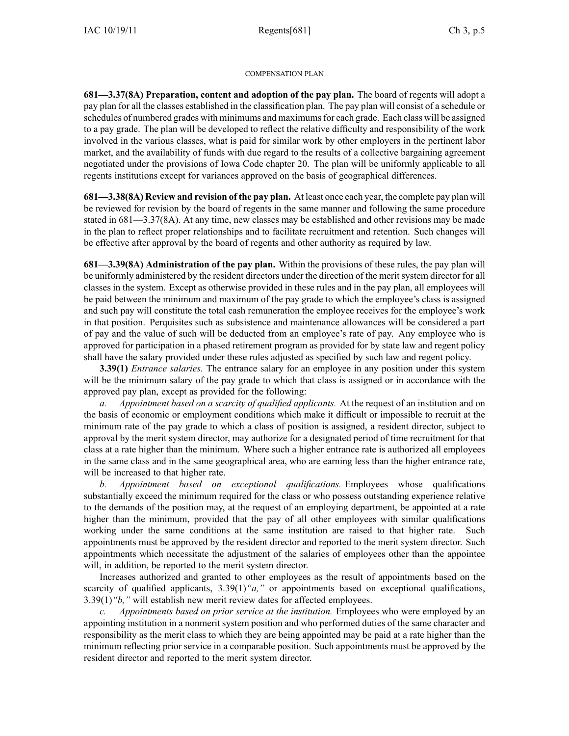COMPENSATION PLAN

**681—3.37(8A) Preparation, content and adoption of the pay plan.** The board of regents will adopt a pay plan for all the classes established in the classification plan. The pay plan will consist of a schedule or schedules of numbered grades with minimums and maximums for each grade. Each class will be assigned to a pay grade. The plan will be developed to reflect the relative difficulty and responsibility of the work involved in the various classes, what is paid for similar work by other employers in the pertinent labor market, and the availability of funds with due regard to the results of a collective bargaining agreement negotiated under the provisions of Iowa Code chapter 20. The plan will be uniformly applicable to all regents institutions except for variances approved on the basis of geographical differences.

**681—3.38(8A) Review and revision of the pay plan.** At least once each year, the complete pay plan will be reviewed for revision by the board of regents in the same manner and following the same procedure stated in 681—3.37(8A). At any time, new classes may be established and other revisions may be made in the plan to reflect proper relationships and to facilitate recruitment and retention. Such changes will be effective after approval by the board of regents and other authority as required by law.

**681—3.39(8A) Administration of the pay plan.** Within the provisions of these rules, the pay plan will be uniformly administered by the resident directors under the direction of the merit system director for all classes in the system. Except as otherwise provided in these rules and in the pay plan, all employees will be paid between the minimum and maximum of the pay grade to which the employee's class is assigned and such pay will constitute the total cash remuneration the employee receives for the employee's work in that position. Perquisites such as subsistence and maintenance allowances will be considered a part of pay and the value of such will be deducted from an employee's rate of pay. Any employee who is approved for participation in a phased retirement program as provided for by state law and regent policy shall have the salary provided under these rules adjusted as specified by such law and regent policy.

**3.39(1)** *Entrance salaries.* The entrance salary for an employee in any position under this system will be the minimum salary of the pay grade to which that class is assigned or in accordance with the approved pay plan, except as provided for the following:

*a. Appointment based on a scarcity of qualified applicants.* At the request of an institution and on the basis of economic or employment conditions which make it difficult or impossible to recruit at the minimum rate of the pay grade to which a class of position is assigned, a resident director, subject to approval by the merit system director, may authorize for a designated period of time recruitment for that class at a rate higher than the minimum. Where such a higher entrance rate is authorized all employees in the same class and in the same geographical area, who are earning less than the higher entrance rate, will be increased to that higher rate.

*b. Appointment based on exceptional qualifications.* Employees whose qualifications substantially exceed the minimum required for the class or who possess outstanding experience relative to the demands of the position may, at the request of an employing department, be appointed at a rate higher than the minimum, provided that the pay of all other employees with similar qualifications working under the same conditions at the same institution are raised to that higher rate. Such appointments must be approved by the resident director and reported to the merit system director. Such appointments which necessitate the adjustment of the salaries of employees other than the appointee will, in addition, be reported to the merit system director.

Increases authorized and granted to other employees as the result of appointments based on the scarcity of qualified applicants, 3.39(1)*"a,"* or appointments based on exceptional qualifications, 3.39(1)*"b,"* will establish new merit review dates for affected employees.

*c. Appointments based on prior service at the institution.* Employees who were employed by an appointing institution in a nonmerit system position and who performed duties of the same character and responsibility as the merit class to which they are being appointed may be paid at a rate higher than the minimum reflecting prior service in a comparable position. Such appointments must be approved by the resident director and reported to the merit system director.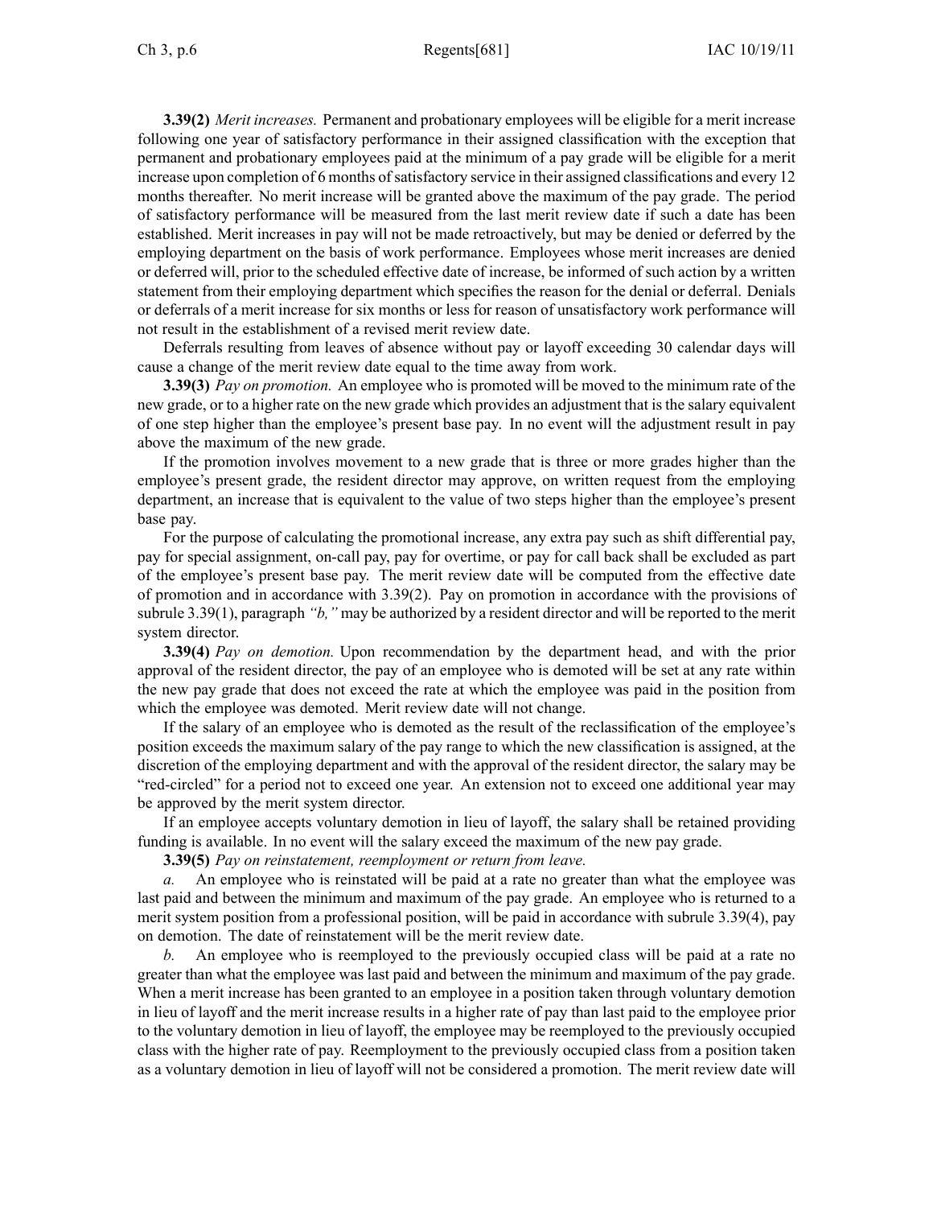**3.39(2)** *Merit increases.* Permanent and probationary employees will be eligible for a merit increase following one year of satisfactory performance in their assigned classification with the exception that permanent and probationary employees paid at the minimum of a pay grade will be eligible for a merit increase upon completion of 6 months of satisfactory service in their assigned classifications and every 12 months thereafter. No merit increase will be granted above the maximum of the pay grade. The period of satisfactory performance will be measured from the last merit review date if such a date has been established. Merit increases in pay will not be made retroactively, but may be denied or deferred by the employing department on the basis of work performance. Employees whose merit increases are denied or deferred will, prior to the scheduled effective date of increase, be informed of such action by a written statement from their employing department which specifies the reason for the denial or deferral. Denials or deferrals of a merit increase for six months or less for reason of unsatisfactory work performance will not result in the establishment of a revised merit review date.

Deferrals resulting from leaves of absence without pay or layoff exceeding 30 calendar days will cause a change of the merit review date equal to the time away from work.

**3.39(3)** *Pay on promotion.* An employee who is promoted will be moved to the minimum rate of the new grade, or to a higher rate on the new grade which provides an adjustment that is the salary equivalent of one step higher than the employee's present base pay. In no event will the adjustment result in pay above the maximum of the new grade.

If the promotion involves movement to a new grade that is three or more grades higher than the employee's present grade, the resident director may approve, on written request from the employing department, an increase that is equivalent to the value of two steps higher than the employee's present base pay.

For the purpose of calculating the promotional increase, any extra pay such as shift differential pay, pay for special assignment, on-call pay, pay for overtime, or pay for call back shall be excluded as part of the employee's present base pay. The merit review date will be computed from the effective date of promotion and in accordance with 3.39(2). Pay on promotion in accordance with the provisions of subrule 3.39(1), paragraph *"b,"* may be authorized by a resident director and will be reported to the merit system director.

**3.39(4)** *Pay on demotion.* Upon recommendation by the department head, and with the prior approval of the resident director, the pay of an employee who is demoted will be set at any rate within the new pay grade that does not exceed the rate at which the employee was paid in the position from which the employee was demoted. Merit review date will not change.

If the salary of an employee who is demoted as the result of the reclassification of the employee's position exceeds the maximum salary of the pay range to which the new classification is assigned, at the discretion of the employing department and with the approval of the resident director, the salary may be "red-circled" for a period not to exceed one year. An extension not to exceed one additional year may be approved by the merit system director.

If an employee accepts voluntary demotion in lieu of layoff, the salary shall be retained providing funding is available. In no event will the salary exceed the maximum of the new pay grade.

**3.39(5)** *Pay on reinstatement, reemployment or return from leave.*

*a.* An employee who is reinstated will be paid at a rate no greater than what the employee was last paid and between the minimum and maximum of the pay grade. An employee who is returned to a merit system position from a professional position, will be paid in accordance with subrule 3.39(4), pay on demotion. The date of reinstatement will be the merit review date.

*b.* An employee who is reemployed to the previously occupied class will be paid at a rate no greater than what the employee was last paid and between the minimum and maximum of the pay grade. When a merit increase has been granted to an employee in a position taken through voluntary demotion in lieu of layoff and the merit increase results in a higher rate of pay than last paid to the employee prior to the voluntary demotion in lieu of layoff, the employee may be reemployed to the previously occupied class with the higher rate of pay. Reemployment to the previously occupied class from a position taken as a voluntary demotion in lieu of layoff will not be considered a promotion. The merit review date will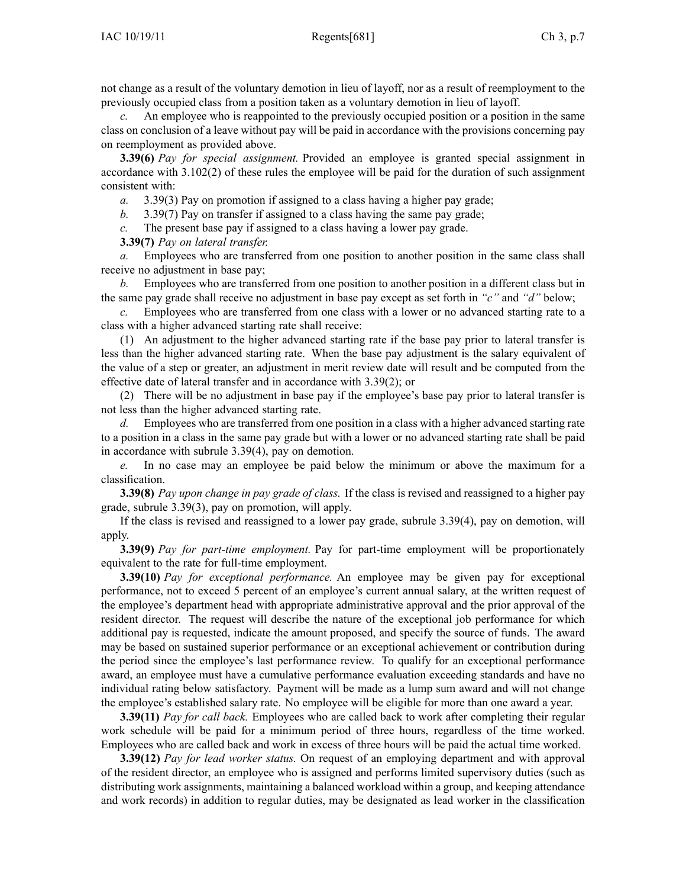not change as a result of the voluntary demotion in lieu of layoff, nor as a result of reemployment to the previously occupied class from a position taken as a voluntary demotion in lieu of layoff.

*c.* An employee who is reappointed to the previously occupied position or a position in the same class on conclusion of a leave without pay will be paid in accordance with the provisions concerning pay on reemployment as provided above.

**3.39(6)** *Pay for special assignment.* Provided an employee is granted special assignment in accordance with 3.102(2) of these rules the employee will be paid for the duration of such assignment consistent with:

*a.* 3.39(3) Pay on promotion if assigned to a class having a higher pay grade;

*b.* 3.39(7) Pay on transfer if assigned to a class having the same pay grade;

*c.* The present base pay if assigned to a class having a lower pay grade.

**3.39(7)** *Pay on lateral transfer.*

*a.* Employees who are transferred from one position to another position in the same class shall receive no adjustment in base pay;

*b.* Employees who are transferred from one position to another position in a different class but in the same pay grade shall receive no adjustment in base pay except as set forth in *"c"* and *"d"* below;

*c.* Employees who are transferred from one class with a lower or no advanced starting rate to a class with a higher advanced starting rate shall receive:

(1) An adjustment to the higher advanced starting rate if the base pay prior to lateral transfer is less than the higher advanced starting rate. When the base pay adjustment is the salary equivalent of the value of a step or greater, an adjustment in merit review date will result and be computed from the effective date of lateral transfer and in accordance with 3.39(2); or

(2) There will be no adjustment in base pay if the employee's base pay prior to lateral transfer is not less than the higher advanced starting rate.

*d.* Employees who are transferred from one position in a class with a higher advanced starting rate to a position in a class in the same pay grade but with a lower or no advanced starting rate shall be paid in accordance with subrule 3.39(4), pay on demotion.

*e.* In no case may an employee be paid below the minimum or above the maximum for a classification.

**3.39(8)** *Pay upon change in pay grade of class.* If the class is revised and reassigned to a higher pay grade, subrule 3.39(3), pay on promotion, will apply.

If the class is revised and reassigned to a lower pay grade, subrule 3.39(4), pay on demotion, will apply.

**3.39(9)** *Pay for part-time employment.* Pay for part-time employment will be proportionately equivalent to the rate for full-time employment.

**3.39(10)** *Pay for exceptional performance.* An employee may be given pay for exceptional performance, not to exceed 5 percent of an employee's current annual salary, at the written request of the employee's department head with appropriate administrative approval and the prior approval of the resident director. The request will describe the nature of the exceptional job performance for which additional pay is requested, indicate the amount proposed, and specify the source of funds. The award may be based on sustained superior performance or an exceptional achievement or contribution during the period since the employee's last performance review. To qualify for an exceptional performance award, an employee must have a cumulative performance evaluation exceeding standards and have no individual rating below satisfactory. Payment will be made as a lump sum award and will not change the employee's established salary rate. No employee will be eligible for more than one award a year.

**3.39(11)** *Pay for call back.* Employees who are called back to work after completing their regular work schedule will be paid for a minimum period of three hours, regardless of the time worked. Employees who are called back and work in excess of three hours will be paid the actual time worked.

**3.39(12)** *Pay for lead worker status.* On request of an employing department and with approval of the resident director, an employee who is assigned and performs limited supervisory duties (such as distributing work assignments, maintaining a balanced workload within a group, and keeping attendance and work records) in addition to regular duties, may be designated as lead worker in the classification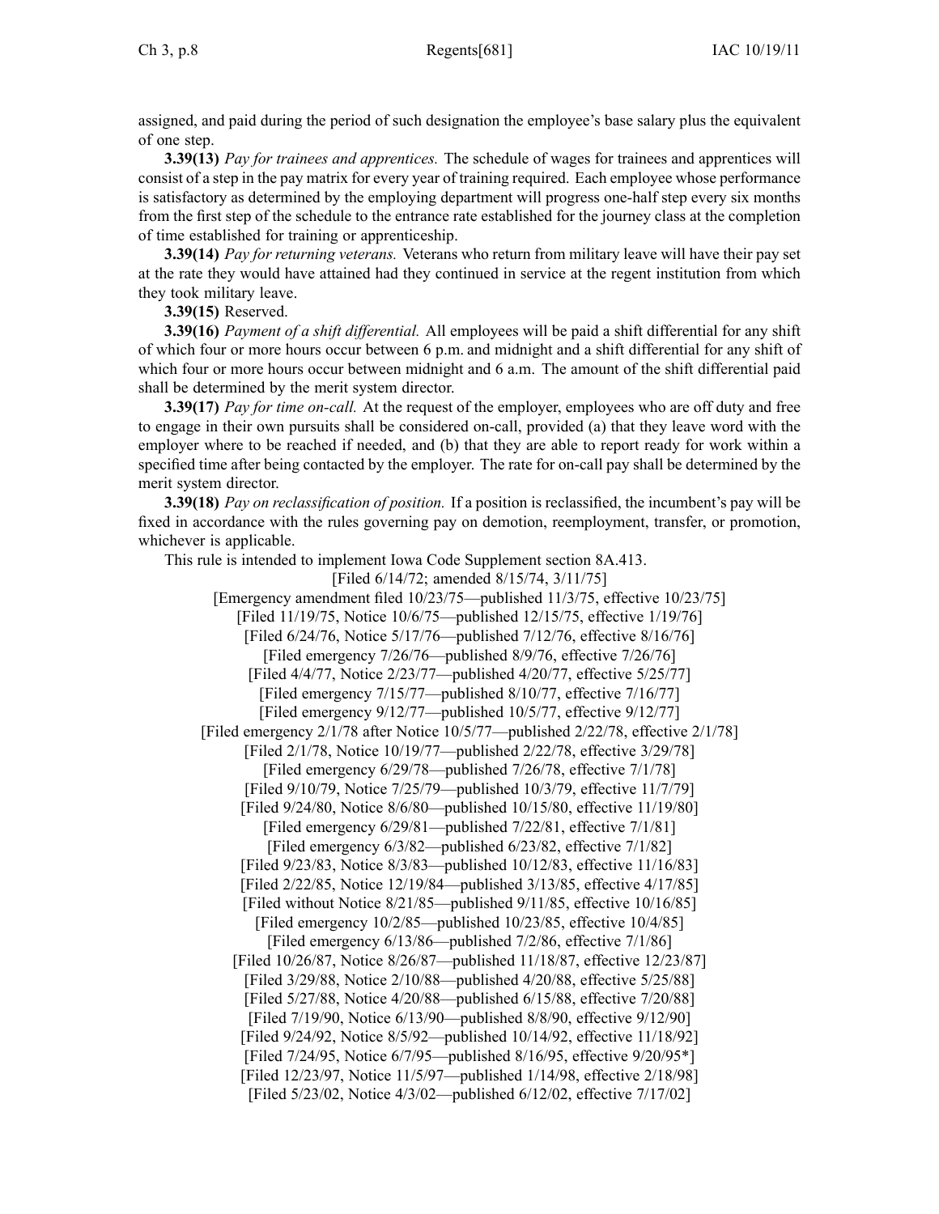assigned, and paid during the period of such designation the employee's base salary plus the equivalent of one step.

**3.39(13)** *Pay for trainees and apprentices.* The schedule of wages for trainees and apprentices will consist of a step in the pay matrix for every year of training required. Each employee whose performance is satisfactory as determined by the employing department will progress one-half step every six months from the first step of the schedule to the entrance rate established for the journey class at the completion of time established for training or apprenticeship.

**3.39(14)** *Pay for returning veterans.* Veterans who return from military leave will have their pay set at the rate they would have attained had they continued in service at the regent institution from which they took military leave.

**3.39(15)** Reserved.

**3.39(16)** *Payment of a shift differential.* All employees will be paid a shift differential for any shift of which four or more hours occur between 6 p.m. and midnight and a shift differential for any shift of which four or more hours occur between midnight and 6 a.m. The amount of the shift differential paid shall be determined by the merit system director.

**3.39(17)** *Pay for time on-call.* At the request of the employer, employees who are off duty and free to engage in their own pursuits shall be considered on-call, provided (a) that they leave word with the employer where to be reached if needed, and (b) that they are able to report ready for work within a specified time after being contacted by the employer. The rate for on-call pay shall be determined by the merit system director.

**3.39(18)** *Pay on reclassification of position.* If a position is reclassified, the incumbent's pay will be fixed in accordance with the rules governing pay on demotion, reemployment, transfer, or promotion, whichever is applicable.

This rule is intended to implement Iowa Code Supplement section 8A.413.

[Filed 6/14/72; amended 8/15/74, 3/11/75]
[Emergency amendment filed 10/23/75—published 11/3/75, effective 10/23/75]
[Filed 11/19/75, Notice 10/6/75—published 12/15/75, effective 1/19/76]
[Filed 6/24/76, Notice 5/17/76—published 7/12/76, effective 8/16/76]
[Filed emergency 7/26/76—published 8/9/76, effective 7/26/76]
[Filed 4/4/77, Notice 2/23/77—published 4/20/77, effective 5/25/77]
[Filed emergency 7/15/77—published 8/10/77, effective 7/16/77]
[Filed emergency 9/12/77—published 10/5/77, effective 9/12/77]
[Filed emergency 2/1/78 after Notice 10/5/77—published 2/22/78, effective 2/1/78]
[Filed 2/1/78, Notice 10/19/77—published 2/22/78, effective 3/29/78]
[Filed emergency 6/29/78—published 7/26/78, effective 7/1/78]
[Filed 9/10/79, Notice 7/25/79—published 10/3/79, effective 11/7/79]
[Filed 9/24/80, Notice 8/6/80—published 10/15/80, effective 11/19/80]
[Filed emergency 6/29/81—published 7/22/81, effective 7/1/81]
[Filed emergency 6/3/82—published 6/23/82, effective 7/1/82]
[Filed 9/23/83, Notice 8/3/83—published 10/12/83, effective 11/16/83]
[Filed 2/22/85, Notice 12/19/84—published 3/13/85, effective 4/17/85]
[Filed without Notice 8/21/85—published 9/11/85, effective 10/16/85]
[Filed emergency 10/2/85—published 10/23/85, effective 10/4/85]
[Filed emergency 6/13/86—published 7/2/86, effective 7/1/86]
[Filed 10/26/87, Notice 8/26/87—published 11/18/87, effective 12/23/87]
[Filed 3/29/88, Notice 2/10/88—published 4/20/88, effective 5/25/88]
[Filed 5/27/88, Notice 4/20/88—published 6/15/88, effective 7/20/88]
[Filed 7/19/90, Notice 6/13/90—published 8/8/90, effective 9/12/90]
[Filed 9/24/92, Notice 8/5/92—published 10/14/92, effective 11/18/92]
[Filed 7/24/95, Notice 6/7/95—published 8/16/95, effective 9/20/95*]
[Filed 12/23/97, Notice 11/5/97—published 1/14/98, effective 2/18/98]
[Filed 5/23/02, Notice 4/3/02—published 6/12/02, effective 7/17/02]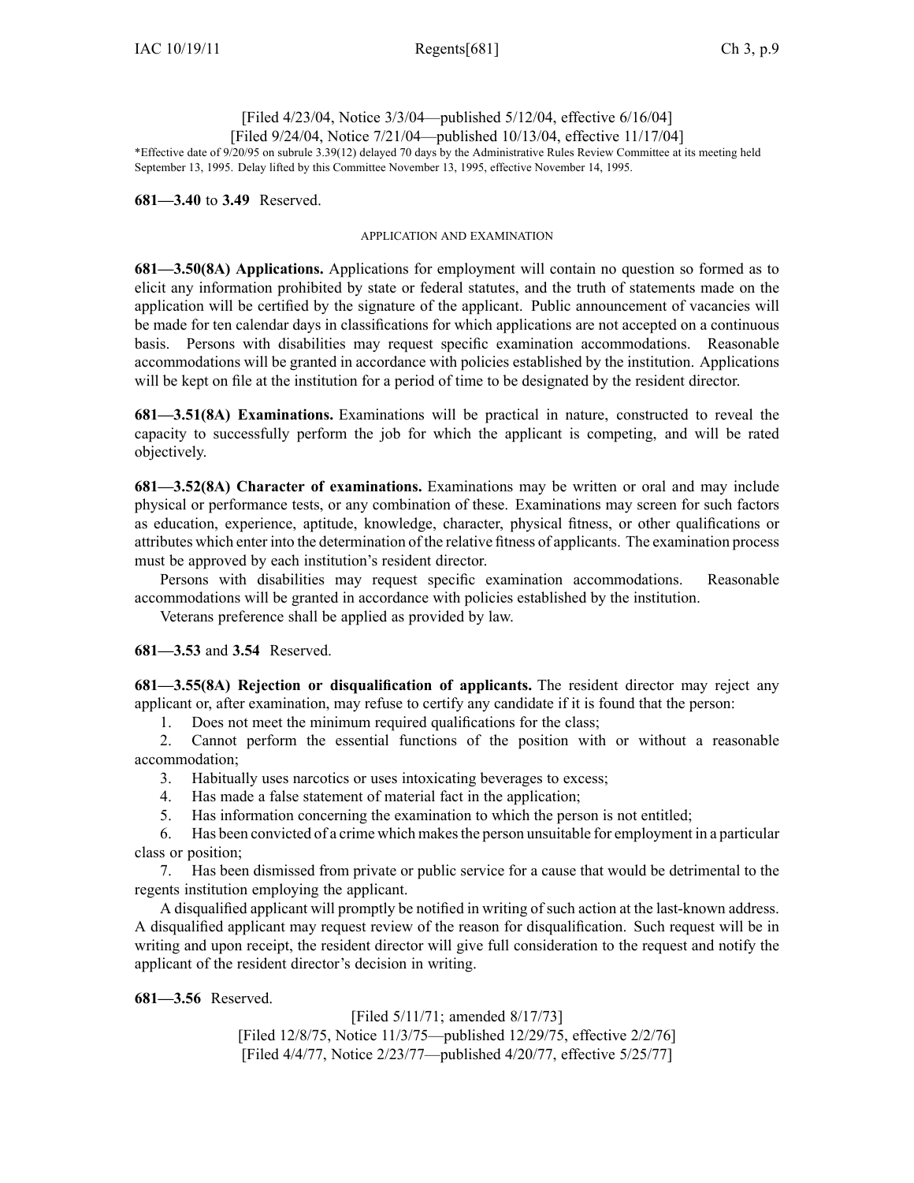[Filed 4/23/04, Notice 3/3/04—published 5/12/04, effective 6/16/04]
[Filed 9/24/04, Notice 7/21/04—published 10/13/04, effective 11/17/04]

*Effective date of 9/20/95 on subrule 3.39(12) delayed 70 days by the Administrative Rules Review Committee at its meeting held September 13, 1995. Delay lifted by this Committee November 13, 1995, effective November 14, 1995.

**681—3.40** to **3.49** Reserved.

APPLICATION AND EXAMINATION

**681—3.50(8A) Applications.** Applications for employment will contain no question so formed as to elicit any information prohibited by state or federal statutes, and the truth of statements made on the application will be certified by the signature of the applicant. Public announcement of vacancies will be made for ten calendar days in classifications for which applications are not accepted on a continuous basis. Persons with disabilities may request specific examination accommodations. Reasonable accommodations will be granted in accordance with policies established by the institution. Applications will be kept on file at the institution for a period of time to be designated by the resident director.

**681—3.51(8A) Examinations.** Examinations will be practical in nature, constructed to reveal the capacity to successfully perform the job for which the applicant is competing, and will be rated objectively.

**681—3.52(8A) Character of examinations.** Examinations may be written or oral and may include physical or performance tests, or any combination of these. Examinations may screen for such factors as education, experience, aptitude, knowledge, character, physical fitness, or other qualifications or attributes which enter into the determination of the relative fitness of applicants. The examination process must be approved by each institution's resident director.

Persons with disabilities may request specific examination accommodations. Reasonable accommodations will be granted in accordance with policies established by the institution.

Veterans preference shall be applied as provided by law.

**681—3.53** and **3.54** Reserved.

**681—3.55(8A) Rejection or disqualification of applicants.** The resident director may reject any applicant or, after examination, may refuse to certify any candidate if it is found that the person:

1. Does not meet the minimum required qualifications for the class;
2. Cannot perform the essential functions of the position with or without a reasonable accommodation;
3. Habitually uses narcotics or uses intoxicating beverages to excess;
4. Has made a false statement of material fact in the application;
5. Has information concerning the examination to which the person is not entitled;
6. Has been convicted of a crime which makes the person unsuitable for employment in a particular class or position;
7. Has been dismissed from private or public service for a cause that would be detrimental to the regents institution employing the applicant.

A disqualified applicant will promptly be notified in writing of such action at the last-known address. A disqualified applicant may request review of the reason for disqualification. Such request will be in writing and upon receipt, the resident director will give full consideration to the request and notify the applicant of the resident director's decision in writing.

**681—3.56** Reserved.

[Filed 5/11/71; amended 8/17/73]
[Filed 12/8/75, Notice 11/3/75—published 12/29/75, effective 2/2/76]
[Filed 4/4/77, Notice 2/23/77—published 4/20/77, effective 5/25/77]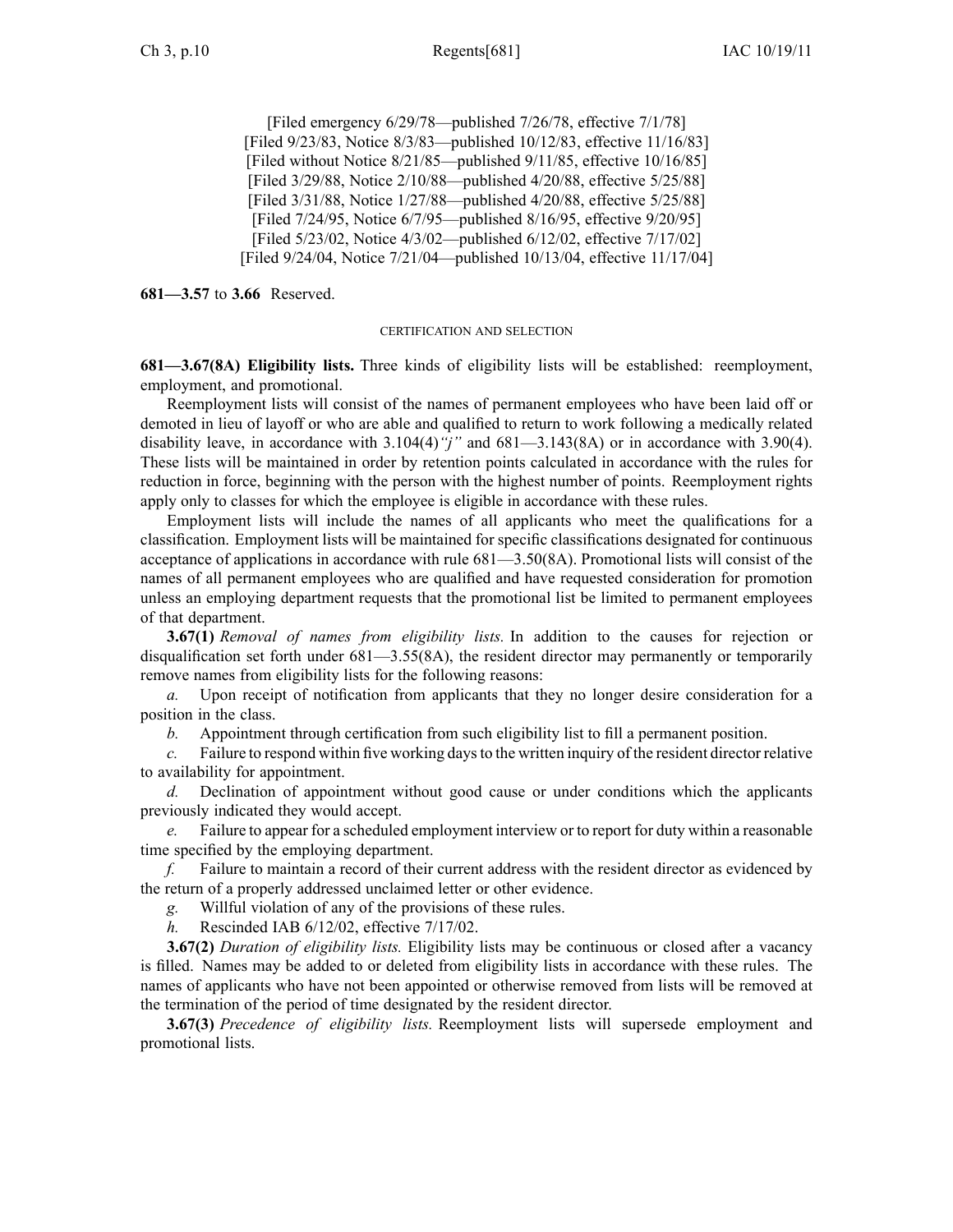[Filed emergency 6/29/78—published 7/26/78, effective 7/1/78]
[Filed 9/23/83, Notice 8/3/83—published 10/12/83, effective 11/16/83]
[Filed without Notice 8/21/85—published 9/11/85, effective 10/16/85]
[Filed 3/29/88, Notice 2/10/88—published 4/20/88, effective 5/25/88]
[Filed 3/31/88, Notice 1/27/88—published 4/20/88, effective 5/25/88]
[Filed 7/24/95, Notice 6/7/95—published 8/16/95, effective 9/20/95]
[Filed 5/23/02, Notice 4/3/02—published 6/12/02, effective 7/17/02]
[Filed 9/24/04, Notice 7/21/04—published 10/13/04, effective 11/17/04]

**681—3.57** to **3.66** Reserved.

CERTIFICATION AND SELECTION

**681—3.67(8A) Eligibility lists.** Three kinds of eligibility lists will be established: reemployment, employment, and promotional.

Reemployment lists will consist of the names of permanent employees who have been laid off or demoted in lieu of layoff or who are able and qualified to return to work following a medically related disability leave, in accordance with 3.104(4)*"j"* and 681—3.143(8A) or in accordance with 3.90(4). These lists will be maintained in order by retention points calculated in accordance with the rules for reduction in force, beginning with the person with the highest number of points. Reemployment rights apply only to classes for which the employee is eligible in accordance with these rules.

Employment lists will include the names of all applicants who meet the qualifications for a classification. Employment lists will be maintained for specific classifications designated for continuous acceptance of applications in accordance with rule 681—3.50(8A). Promotional lists will consist of the names of all permanent employees who are qualified and have requested consideration for promotion unless an employing department requests that the promotional list be limited to permanent employees of that department.

**3.67(1)** *Removal of names from eligibility lists.* In addition to the causes for rejection or disqualification set forth under 681—3.55(8A), the resident director may permanently or temporarily remove names from eligibility lists for the following reasons:

*a.* Upon receipt of notification from applicants that they no longer desire consideration for a position in the class.

*b.* Appointment through certification from such eligibility list to fill a permanent position.

*c.* Failure to respond within five working days to the written inquiry of the resident director relative to availability for appointment.

*d.* Declination of appointment without good cause or under conditions which the applicants previously indicated they would accept.

*e.* Failure to appear for a scheduled employment interview or to report for duty within a reasonable time specified by the employing department.

*f.* Failure to maintain a record of their current address with the resident director as evidenced by the return of a properly addressed unclaimed letter or other evidence.

*g.* Willful violation of any of the provisions of these rules.

*h.* Rescinded IAB 6/12/02, effective 7/17/02.

**3.67(2)** *Duration of eligibility lists.* Eligibility lists may be continuous or closed after a vacancy is filled. Names may be added to or deleted from eligibility lists in accordance with these rules. The names of applicants who have not been appointed or otherwise removed from lists will be removed at the termination of the period of time designated by the resident director.

**3.67(3)** *Precedence of eligibility lists.* Reemployment lists will supersede employment and promotional lists.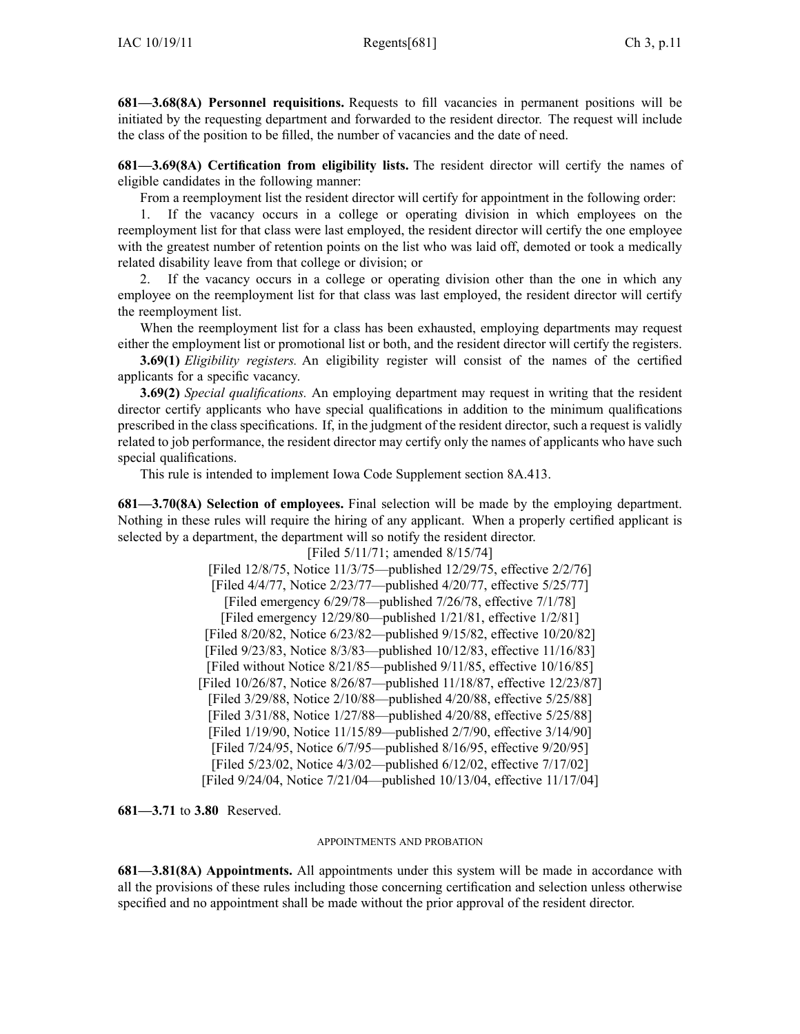**681—3.68(8A) Personnel requisitions.** Requests to fill vacancies in permanent positions will be initiated by the requesting department and forwarded to the resident director. The request will include the class of the position to be filled, the number of vacancies and the date of need.

**681—3.69(8A) Certification from eligibility lists.** The resident director will certify the names of eligible candidates in the following manner:

From a reemployment list the resident director will certify for appointment in the following order:

1. If the vacancy occurs in a college or operating division in which employees on the reemployment list for that class were last employed, the resident director will certify the one employee with the greatest number of retention points on the list who was laid off, demoted or took a medically related disability leave from that college or division; or

2. If the vacancy occurs in a college or operating division other than the one in which any employee on the reemployment list for that class was last employed, the resident director will certify the reemployment list.

When the reemployment list for a class has been exhausted, employing departments may request either the employment list or promotional list or both, and the resident director will certify the registers.

**3.69(1)** *Eligibility registers.* An eligibility register will consist of the names of the certified applicants for a specific vacancy.

**3.69(2)** *Special qualifications.* An employing department may request in writing that the resident director certify applicants who have special qualifications in addition to the minimum qualifications prescribed in the class specifications. If, in the judgment of the resident director, such a request is validly related to job performance, the resident director may certify only the names of applicants who have such special qualifications.

This rule is intended to implement Iowa Code Supplement section 8A.413.

**681—3.70(8A) Selection of employees.** Final selection will be made by the employing department. Nothing in these rules will require the hiring of any applicant. When a properly certified applicant is selected by a department, the department will so notify the resident director.

[Filed 5/11/71; amended 8/15/74]
[Filed 12/8/75, Notice 11/3/75—published 12/29/75, effective 2/2/76]
[Filed 4/4/77, Notice 2/23/77—published 4/20/77, effective 5/25/77]
[Filed emergency 6/29/78—published 7/26/78, effective 7/1/78]
[Filed emergency 12/29/80—published 1/21/81, effective 1/2/81]
[Filed 8/20/82, Notice 6/23/82—published 9/15/82, effective 10/20/82]
[Filed 9/23/83, Notice 8/3/83—published 10/12/83, effective 11/16/83]
[Filed without Notice 8/21/85—published 9/11/85, effective 10/16/85]
[Filed 10/26/87, Notice 8/26/87—published 11/18/87, effective 12/23/87]
[Filed 3/29/88, Notice 2/10/88—published 4/20/88, effective 5/25/88]
[Filed 3/31/88, Notice 1/27/88—published 4/20/88, effective 5/25/88]
[Filed 1/19/90, Notice 11/15/89—published 2/7/90, effective 3/14/90]
[Filed 7/24/95, Notice 6/7/95—published 8/16/95, effective 9/20/95]
[Filed 5/23/02, Notice 4/3/02—published 6/12/02, effective 7/17/02]
[Filed 9/24/04, Notice 7/21/04—published 10/13/04, effective 11/17/04]

**681—3.71** to **3.80** Reserved.

APPOINTMENTS AND PROBATION

**681—3.81(8A) Appointments.** All appointments under this system will be made in accordance with all the provisions of these rules including those concerning certification and selection unless otherwise specified and no appointment shall be made without the prior approval of the resident director.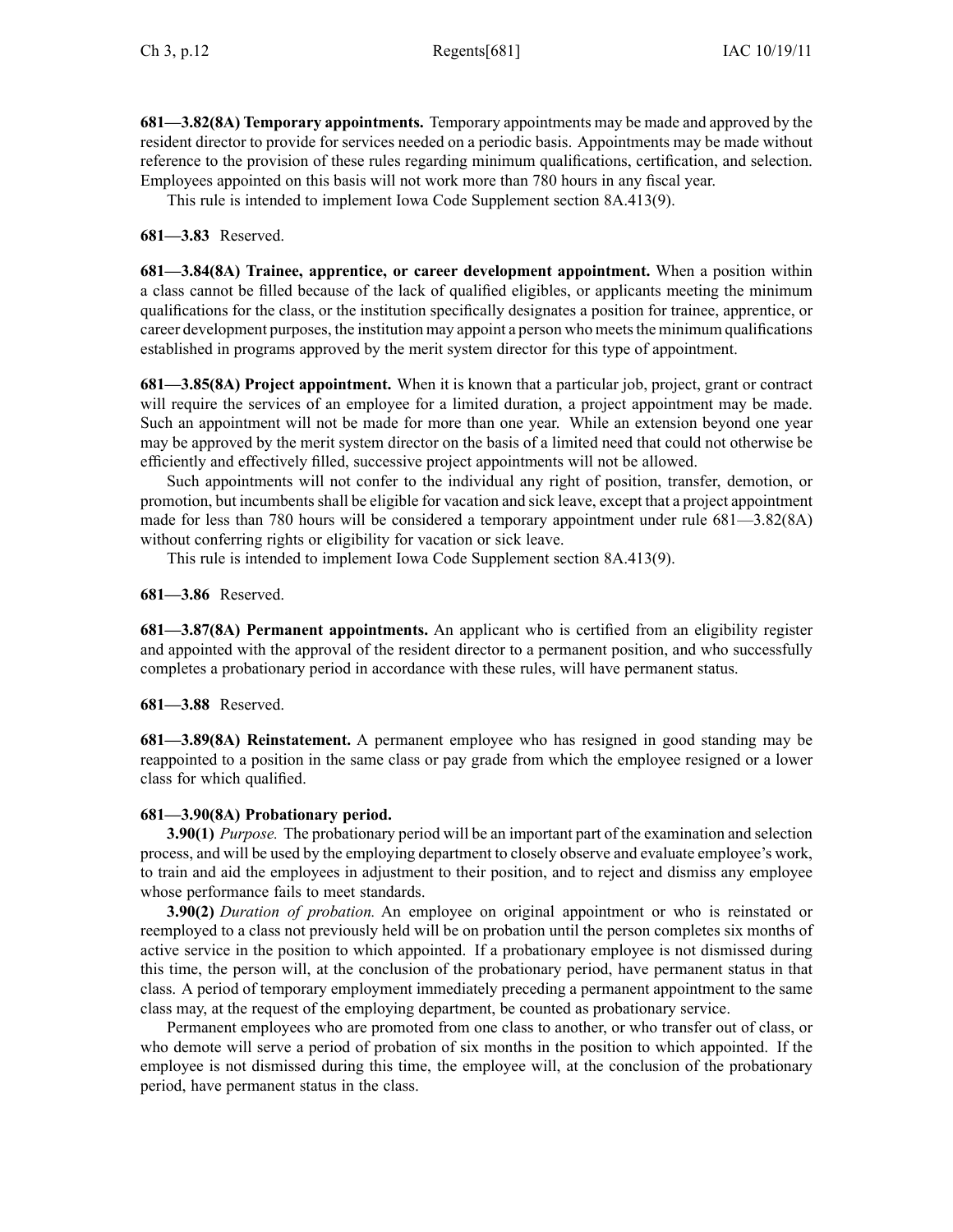**681—3.82(8A) Temporary appointments.** Temporary appointments may be made and approved by the resident director to provide for services needed on a periodic basis. Appointments may be made without reference to the provision of these rules regarding minimum qualifications, certification, and selection. Employees appointed on this basis will not work more than 780 hours in any fiscal year.

This rule is intended to implement Iowa Code Supplement section 8A.413(9).

**681—3.83** Reserved.

**681—3.84(8A) Trainee, apprentice, or career development appointment.** When a position within a class cannot be filled because of the lack of qualified eligibles, or applicants meeting the minimum qualifications for the class, or the institution specifically designates a position for trainee, apprentice, or career development purposes, the institution may appoint a person who meets the minimum qualifications established in programs approved by the merit system director for this type of appointment.

**681—3.85(8A) Project appointment.** When it is known that a particular job, project, grant or contract will require the services of an employee for a limited duration, a project appointment may be made. Such an appointment will not be made for more than one year. While an extension beyond one year may be approved by the merit system director on the basis of a limited need that could not otherwise be efficiently and effectively filled, successive project appointments will not be allowed.

Such appointments will not confer to the individual any right of position, transfer, demotion, or promotion, but incumbents shall be eligible for vacation and sick leave, except that a project appointment made for less than 780 hours will be considered a temporary appointment under rule 681—3.82(8A) without conferring rights or eligibility for vacation or sick leave.

This rule is intended to implement Iowa Code Supplement section 8A.413(9).

**681—3.86** Reserved.

**681—3.87(8A) Permanent appointments.** An applicant who is certified from an eligibility register and appointed with the approval of the resident director to a permanent position, and who successfully completes a probationary period in accordance with these rules, will have permanent status.

**681—3.88** Reserved.

**681—3.89(8A) Reinstatement.** A permanent employee who has resigned in good standing may be reappointed to a position in the same class or pay grade from which the employee resigned or a lower class for which qualified.

**681—3.90(8A) Probationary period.**

**3.90(1)** *Purpose.* The probationary period will be an important part of the examination and selection process, and will be used by the employing department to closely observe and evaluate employee's work, to train and aid the employees in adjustment to their position, and to reject and dismiss any employee whose performance fails to meet standards.

**3.90(2)** *Duration of probation.* An employee on original appointment or who is reinstated or reemployed to a class not previously held will be on probation until the person completes six months of active service in the position to which appointed. If a probationary employee is not dismissed during this time, the person will, at the conclusion of the probationary period, have permanent status in that class. A period of temporary employment immediately preceding a permanent appointment to the same class may, at the request of the employing department, be counted as probationary service.

Permanent employees who are promoted from one class to another, or who transfer out of class, or who demote will serve a period of probation of six months in the position to which appointed. If the employee is not dismissed during this time, the employee will, at the conclusion of the probationary period, have permanent status in the class.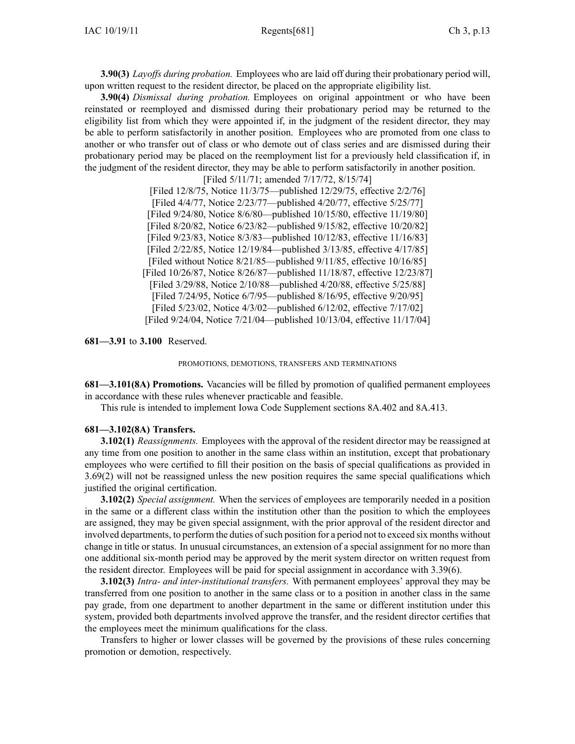**3.90(3)** *Layoffs during probation.* Employees who are laid off during their probationary period will, upon written request to the resident director, be placed on the appropriate eligibility list.

**3.90(4)** *Dismissal during probation.* Employees on original appointment or who have been reinstated or reemployed and dismissed during their probationary period may be returned to the eligibility list from which they were appointed if, in the judgment of the resident director, they may be able to perform satisfactorily in another position. Employees who are promoted from one class to another or who transfer out of class or who demote out of class series and are dismissed during their probationary period may be placed on the reemployment list for a previously held classification if, in the judgment of the resident director, they may be able to perform satisfactorily in another position.

[Filed 5/11/71; amended 7/17/72, 8/15/74]
[Filed 12/8/75, Notice 11/3/75—published 12/29/75, effective 2/2/76]
[Filed 4/4/77, Notice 2/23/77—published 4/20/77, effective 5/25/77]
[Filed 9/24/80, Notice 8/6/80—published 10/15/80, effective 11/19/80]
[Filed 8/20/82, Notice 6/23/82—published 9/15/82, effective 10/20/82]
[Filed 9/23/83, Notice 8/3/83—published 10/12/83, effective 11/16/83]
[Filed 2/22/85, Notice 12/19/84—published 3/13/85, effective 4/17/85]
[Filed without Notice 8/21/85—published 9/11/85, effective 10/16/85]
[Filed 10/26/87, Notice 8/26/87—published 11/18/87, effective 12/23/87]
[Filed 3/29/88, Notice 2/10/88—published 4/20/88, effective 5/25/88]
[Filed 7/24/95, Notice 6/7/95—published 8/16/95, effective 9/20/95]
[Filed 5/23/02, Notice 4/3/02—published 6/12/02, effective 7/17/02]
[Filed 9/24/04, Notice 7/21/04—published 10/13/04, effective 11/17/04]

**681—3.91** to **3.100** Reserved.

PROMOTIONS, DEMOTIONS, TRANSFERS AND TERMINATIONS

**681—3.101(8A) Promotions.** Vacancies will be filled by promotion of qualified permanent employees in accordance with these rules whenever practicable and feasible.

This rule is intended to implement Iowa Code Supplement sections 8A.402 and 8A.413.

**681—3.102(8A) Transfers.**

**3.102(1)** *Reassignments.* Employees with the approval of the resident director may be reassigned at any time from one position to another in the same class within an institution, except that probationary employees who were certified to fill their position on the basis of special qualifications as provided in 3.69(2) will not be reassigned unless the new position requires the same special qualifications which justified the original certification.

**3.102(2)** *Special assignment.* When the services of employees are temporarily needed in a position in the same or a different class within the institution other than the position to which the employees are assigned, they may be given special assignment, with the prior approval of the resident director and involved departments, to perform the duties of such position for a period not to exceed six months without change in title or status. In unusual circumstances, an extension of a special assignment for no more than one additional six-month period may be approved by the merit system director on written request from the resident director. Employees will be paid for special assignment in accordance with 3.39(6).

**3.102(3)** *Intra- and inter-institutional transfers.* With permanent employees' approval they may be transferred from one position to another in the same class or to a position in another class in the same pay grade, from one department to another department in the same or different institution under this system, provided both departments involved approve the transfer, and the resident director certifies that the employees meet the minimum qualifications for the class.

Transfers to higher or lower classes will be governed by the provisions of these rules concerning promotion or demotion, respectively.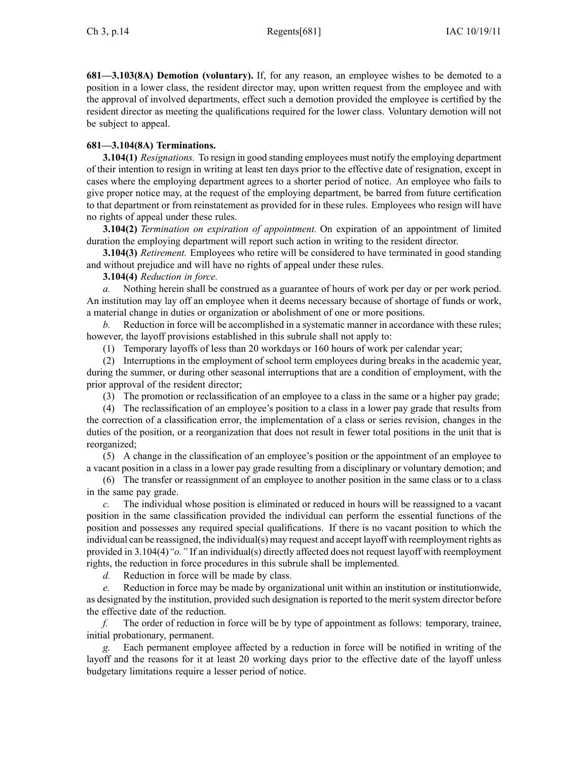**681—3.103(8A) Demotion (voluntary).** If, for any reason, an employee wishes to be demoted to a position in a lower class, the resident director may, upon written request from the employee and with the approval of involved departments, effect such a demotion provided the employee is certified by the resident director as meeting the qualifications required for the lower class. Voluntary demotion will not be subject to appeal.

**681—3.104(8A) Terminations.**

**3.104(1)** *Resignations.* To resign in good standing employees must notify the employing department of their intention to resign in writing at least ten days prior to the effective date of resignation, except in cases where the employing department agrees to a shorter period of notice. An employee who fails to give proper notice may, at the request of the employing department, be barred from future certification to that department or from reinstatement as provided for in these rules. Employees who resign will have no rights of appeal under these rules.

**3.104(2)** *Termination on expiration of appointment.* On expiration of an appointment of limited duration the employing department will report such action in writing to the resident director.

**3.104(3)** *Retirement.* Employees who retire will be considered to have terminated in good standing and without prejudice and will have no rights of appeal under these rules.

**3.104(4)** *Reduction in force.*

*a.* Nothing herein shall be construed as a guarantee of hours of work per day or per work period. An institution may lay off an employee when it deems necessary because of shortage of funds or work, a material change in duties or organization or abolishment of one or more positions.

*b.* Reduction in force will be accomplished in a systematic manner in accordance with these rules; however, the layoff provisions established in this subrule shall not apply to:

(1) Temporary layoffs of less than 20 workdays or 160 hours of work per calendar year;

(2) Interruptions in the employment of school term employees during breaks in the academic year, during the summer, or during other seasonal interruptions that are a condition of employment, with the prior approval of the resident director;

(3) The promotion or reclassification of an employee to a class in the same or a higher pay grade;

(4) The reclassification of an employee's position to a class in a lower pay grade that results from the correction of a classification error, the implementation of a class or series revision, changes in the duties of the position, or a reorganization that does not result in fewer total positions in the unit that is reorganized;

(5) A change in the classification of an employee's position or the appointment of an employee to a vacant position in a class in a lower pay grade resulting from a disciplinary or voluntary demotion; and

(6) The transfer or reassignment of an employee to another position in the same class or to a class in the same pay grade.

*c.* The individual whose position is eliminated or reduced in hours will be reassigned to a vacant position in the same classification provided the individual can perform the essential functions of the position and possesses any required special qualifications. If there is no vacant position to which the individual can be reassigned, the individual(s) may request and accept layoff with reemployment rights as provided in 3.104(4)*"o."* If an individual(s) directly affected does not request layoff with reemployment rights, the reduction in force procedures in this subrule shall be implemented.

*d.* Reduction in force will be made by class.

*e.* Reduction in force may be made by organizational unit within an institution or institutionwide, as designated by the institution, provided such designation is reported to the merit system director before the effective date of the reduction.

*f.* The order of reduction in force will be by type of appointment as follows: temporary, trainee, initial probationary, permanent.

*g.* Each permanent employee affected by a reduction in force will be notified in writing of the layoff and the reasons for it at least 20 working days prior to the effective date of the layoff unless budgetary limitations require a lesser period of notice.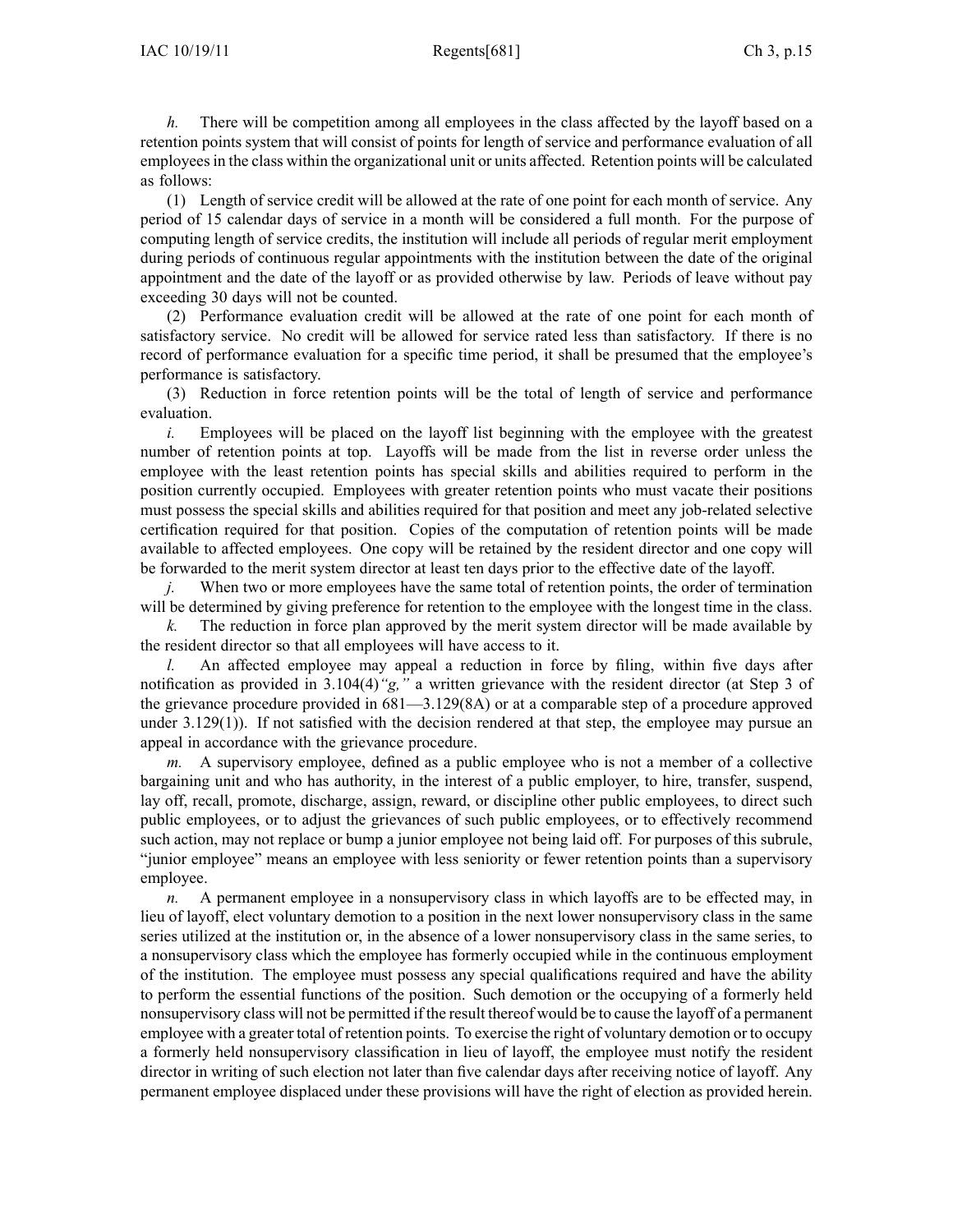*h.* There will be competition among all employees in the class affected by the layoff based on a retention points system that will consist of points for length of service and performance evaluation of all employees in the class within the organizational unit or units affected. Retention points will be calculated as follows:

(1) Length of service credit will be allowed at the rate of one point for each month of service. Any period of 15 calendar days of service in a month will be considered a full month. For the purpose of computing length of service credits, the institution will include all periods of regular merit employment during periods of continuous regular appointments with the institution between the date of the original appointment and the date of the layoff or as provided otherwise by law. Periods of leave without pay exceeding 30 days will not be counted.

(2) Performance evaluation credit will be allowed at the rate of one point for each month of satisfactory service. No credit will be allowed for service rated less than satisfactory. If there is no record of performance evaluation for a specific time period, it shall be presumed that the employee's performance is satisfactory.

(3) Reduction in force retention points will be the total of length of service and performance evaluation.

*i.* Employees will be placed on the layoff list beginning with the employee with the greatest number of retention points at top. Layoffs will be made from the list in reverse order unless the employee with the least retention points has special skills and abilities required to perform in the position currently occupied. Employees with greater retention points who must vacate their positions must possess the special skills and abilities required for that position and meet any job-related selective certification required for that position. Copies of the computation of retention points will be made available to affected employees. One copy will be retained by the resident director and one copy will be forwarded to the merit system director at least ten days prior to the effective date of the layoff.

*j.* When two or more employees have the same total of retention points, the order of termination will be determined by giving preference for retention to the employee with the longest time in the class.

*k.* The reduction in force plan approved by the merit system director will be made available by the resident director so that all employees will have access to it.

*l.* An affected employee may appeal a reduction in force by filing, within five days after notification as provided in 3.104(4)*"g,"* a written grievance with the resident director (at Step 3 of the grievance procedure provided in 681—3.129(8A) or at a comparable step of a procedure approved under 3.129(1)). If not satisfied with the decision rendered at that step, the employee may pursue an appeal in accordance with the grievance procedure.

*m.* A supervisory employee, defined as a public employee who is not a member of a collective bargaining unit and who has authority, in the interest of a public employer, to hire, transfer, suspend, lay off, recall, promote, discharge, assign, reward, or discipline other public employees, to direct such public employees, or to adjust the grievances of such public employees, or to effectively recommend such action, may not replace or bump a junior employee not being laid off. For purposes of this subrule, "junior employee" means an employee with less seniority or fewer retention points than a supervisory employee.

*n.* A permanent employee in a nonsupervisory class in which layoffs are to be effected may, in lieu of layoff, elect voluntary demotion to a position in the next lower nonsupervisory class in the same series utilized at the institution or, in the absence of a lower nonsupervisory class in the same series, to a nonsupervisory class which the employee has formerly occupied while in the continuous employment of the institution. The employee must possess any special qualifications required and have the ability to perform the essential functions of the position. Such demotion or the occupying of a formerly held nonsupervisory class will not be permitted if the result thereof would be to cause the layoff of a permanent employee with a greater total of retention points. To exercise the right of voluntary demotion or to occupy a formerly held nonsupervisory classification in lieu of layoff, the employee must notify the resident director in writing of such election not later than five calendar days after receiving notice of layoff. Any permanent employee displaced under these provisions will have the right of election as provided herein.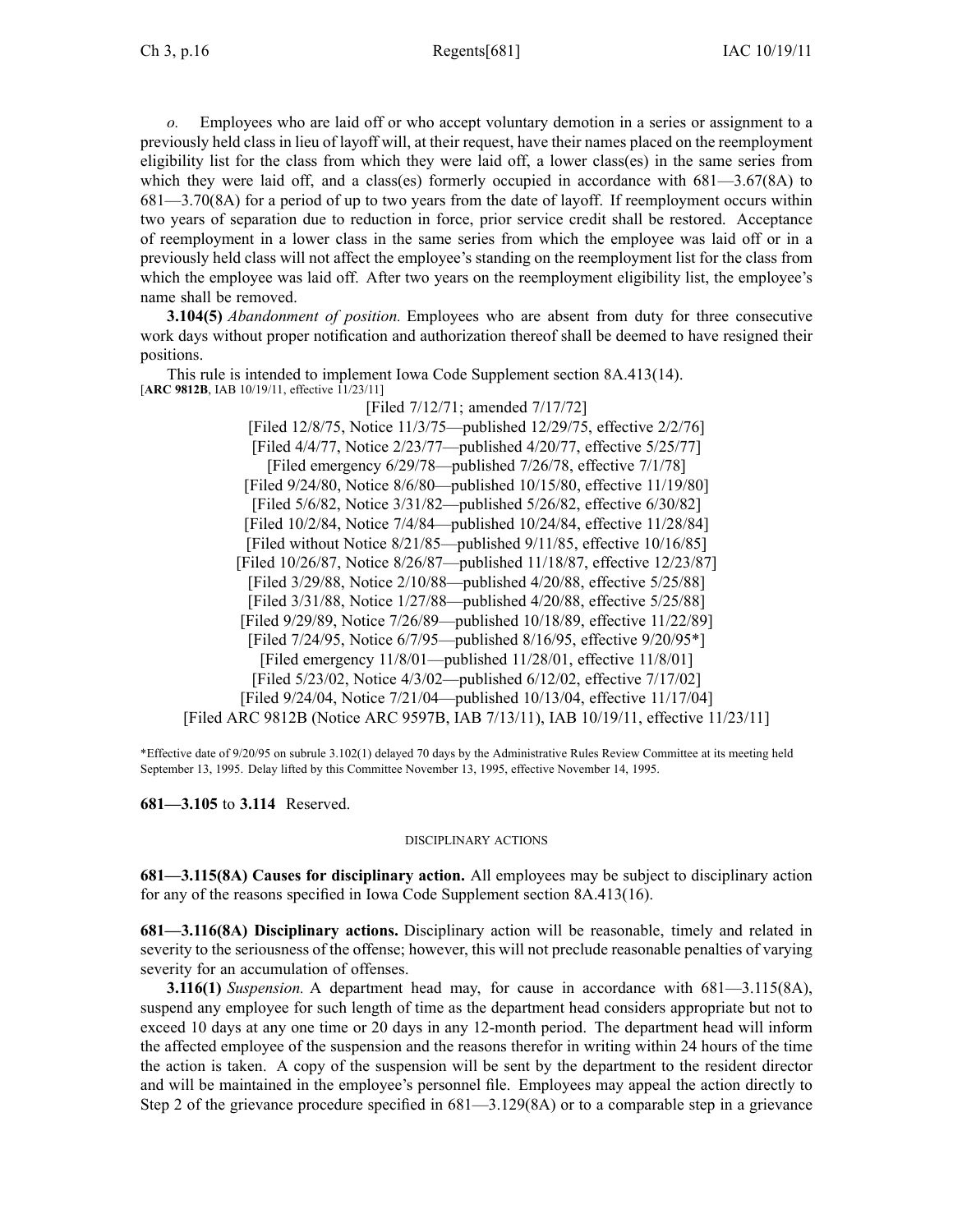*o.* Employees who are laid off or who accept voluntary demotion in a series or assignment to a previously held class in lieu of layoff will, at their request, have their names placed on the reemployment eligibility list for the class from which they were laid off, a lower class(es) in the same series from which they were laid off, and a class(es) formerly occupied in accordance with 681—3.67(8A) to 681—3.70(8A) for a period of up to two years from the date of layoff. If reemployment occurs within two years of separation due to reduction in force, prior service credit shall be restored. Acceptance of reemployment in a lower class in the same series from which the employee was laid off or in a previously held class will not affect the employee's standing on the reemployment list for the class from which the employee was laid off. After two years on the reemployment eligibility list, the employee's name shall be removed.

**3.104(5)** *Abandonment of position.* Employees who are absent from duty for three consecutive work days without proper notification and authorization thereof shall be deemed to have resigned their positions.

This rule is intended to implement Iowa Code Supplement section 8A.413(14).
[**ARC 9812B**, IAB 10/19/11, effective 11/23/11]

[Filed 7/12/71; amended 7/17/72]
[Filed 12/8/75, Notice 11/3/75—published 12/29/75, effective 2/2/76]
[Filed 4/4/77, Notice 2/23/77—published 4/20/77, effective 5/25/77]
[Filed emergency 6/29/78—published 7/26/78, effective 7/1/78]
[Filed 9/24/80, Notice 8/6/80—published 10/15/80, effective 11/19/80]
[Filed 5/6/82, Notice 3/31/82—published 5/26/82, effective 6/30/82]
[Filed 10/2/84, Notice 7/4/84—published 10/24/84, effective 11/28/84]
[Filed without Notice 8/21/85—published 9/11/85, effective 10/16/85]
[Filed 10/26/87, Notice 8/26/87—published 11/18/87, effective 12/23/87]
[Filed 3/29/88, Notice 2/10/88—published 4/20/88, effective 5/25/88]
[Filed 3/31/88, Notice 1/27/88—published 4/20/88, effective 5/25/88]
[Filed 9/29/89, Notice 7/26/89—published 10/18/89, effective 11/22/89]
[Filed 7/24/95, Notice 6/7/95—published 8/16/95, effective 9/20/95*]
[Filed emergency 11/8/01—published 11/28/01, effective 11/8/01]
[Filed 5/23/02, Notice 4/3/02—published 6/12/02, effective 7/17/02]
[Filed 9/24/04, Notice 7/21/04—published 10/13/04, effective 11/17/04]
[Filed ARC 9812B (Notice ARC 9597B, IAB 7/13/11), IAB 10/19/11, effective 11/23/11]

*Effective date of 9/20/95 on subrule 3.102(1) delayed 70 days by the Administrative Rules Review Committee at its meeting held September 13, 1995. Delay lifted by this Committee November 13, 1995, effective November 14, 1995.

**681—3.105** to **3.114** Reserved.

DISCIPLINARY ACTIONS

**681—3.115(8A) Causes for disciplinary action.** All employees may be subject to disciplinary action for any of the reasons specified in Iowa Code Supplement section 8A.413(16).

**681—3.116(8A) Disciplinary actions.** Disciplinary action will be reasonable, timely and related in severity to the seriousness of the offense; however, this will not preclude reasonable penalties of varying severity for an accumulation of offenses.

**3.116(1)** *Suspension.* A department head may, for cause in accordance with 681—3.115(8A), suspend any employee for such length of time as the department head considers appropriate but not to exceed 10 days at any one time or 20 days in any 12-month period. The department head will inform the affected employee of the suspension and the reasons therefor in writing within 24 hours of the time the action is taken. A copy of the suspension will be sent by the department to the resident director and will be maintained in the employee's personnel file. Employees may appeal the action directly to Step 2 of the grievance procedure specified in 681—3.129(8A) or to a comparable step in a grievance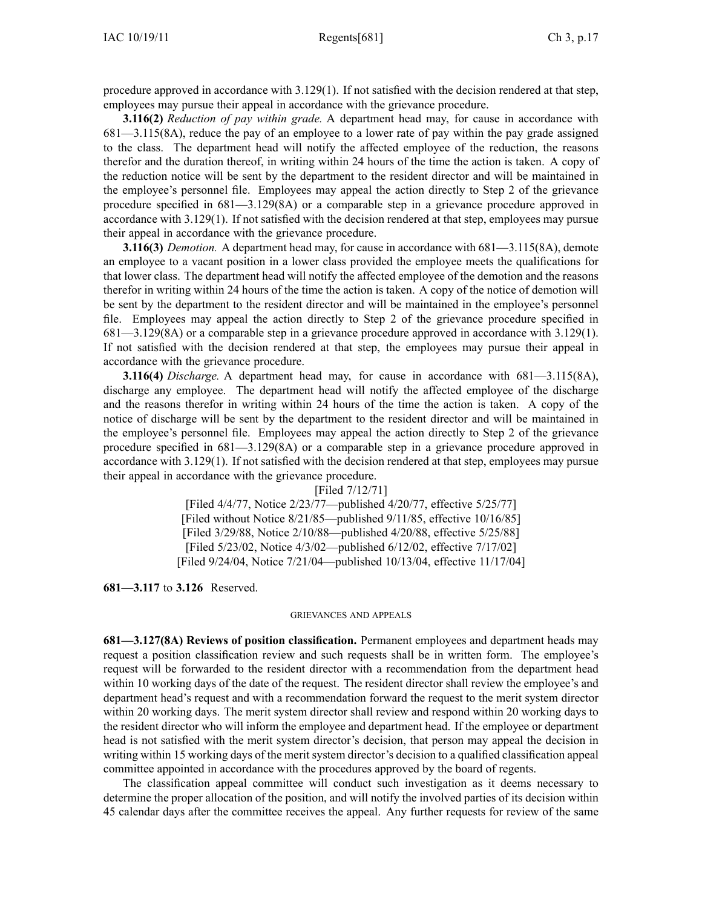procedure approved in accordance with 3.129(1). If not satisfied with the decision rendered at that step, employees may pursue their appeal in accordance with the grievance procedure.

**3.116(2)** *Reduction of pay within grade.* A department head may, for cause in accordance with 681—3.115(8A), reduce the pay of an employee to a lower rate of pay within the pay grade assigned to the class. The department head will notify the affected employee of the reduction, the reasons therefor and the duration thereof, in writing within 24 hours of the time the action is taken. A copy of the reduction notice will be sent by the department to the resident director and will be maintained in the employee's personnel file. Employees may appeal the action directly to Step 2 of the grievance procedure specified in 681—3.129(8A) or a comparable step in a grievance procedure approved in accordance with 3.129(1). If not satisfied with the decision rendered at that step, employees may pursue their appeal in accordance with the grievance procedure.

**3.116(3)** *Demotion.* A department head may, for cause in accordance with 681—3.115(8A), demote an employee to a vacant position in a lower class provided the employee meets the qualifications for that lower class. The department head will notify the affected employee of the demotion and the reasons therefor in writing within 24 hours of the time the action is taken. A copy of the notice of demotion will be sent by the department to the resident director and will be maintained in the employee's personnel file. Employees may appeal the action directly to Step 2 of the grievance procedure specified in 681—3.129(8A) or a comparable step in a grievance procedure approved in accordance with 3.129(1). If not satisfied with the decision rendered at that step, the employees may pursue their appeal in accordance with the grievance procedure.

**3.116(4)** *Discharge.* A department head may, for cause in accordance with 681—3.115(8A), discharge any employee. The department head will notify the affected employee of the discharge and the reasons therefor in writing within 24 hours of the time the action is taken. A copy of the notice of discharge will be sent by the department to the resident director and will be maintained in the employee's personnel file. Employees may appeal the action directly to Step 2 of the grievance procedure specified in 681—3.129(8A) or a comparable step in a grievance procedure approved in accordance with 3.129(1). If not satisfied with the decision rendered at that step, employees may pursue their appeal in accordance with the grievance procedure.

[Filed 7/12/71]
[Filed 4/4/77, Notice 2/23/77—published 4/20/77, effective 5/25/77]
[Filed without Notice 8/21/85—published 9/11/85, effective 10/16/85]
[Filed 3/29/88, Notice 2/10/88—published 4/20/88, effective 5/25/88]
[Filed 5/23/02, Notice 4/3/02—published 6/12/02, effective 7/17/02]
[Filed 9/24/04, Notice 7/21/04—published 10/13/04, effective 11/17/04]

**681—3.117** to **3.126** Reserved.

GRIEVANCES AND APPEALS

**681—3.127(8A) Reviews of position classification.** Permanent employees and department heads may request a position classification review and such requests shall be in written form. The employee's request will be forwarded to the resident director with a recommendation from the department head within 10 working days of the date of the request. The resident director shall review the employee's and department head's request and with a recommendation forward the request to the merit system director within 20 working days. The merit system director shall review and respond within 20 working days to the resident director who will inform the employee and department head. If the employee or department head is not satisfied with the merit system director's decision, that person may appeal the decision in writing within 15 working days of the merit system director's decision to a qualified classification appeal committee appointed in accordance with the procedures approved by the board of regents.

The classification appeal committee will conduct such investigation as it deems necessary to determine the proper allocation of the position, and will notify the involved parties of its decision within 45 calendar days after the committee receives the appeal. Any further requests for review of the same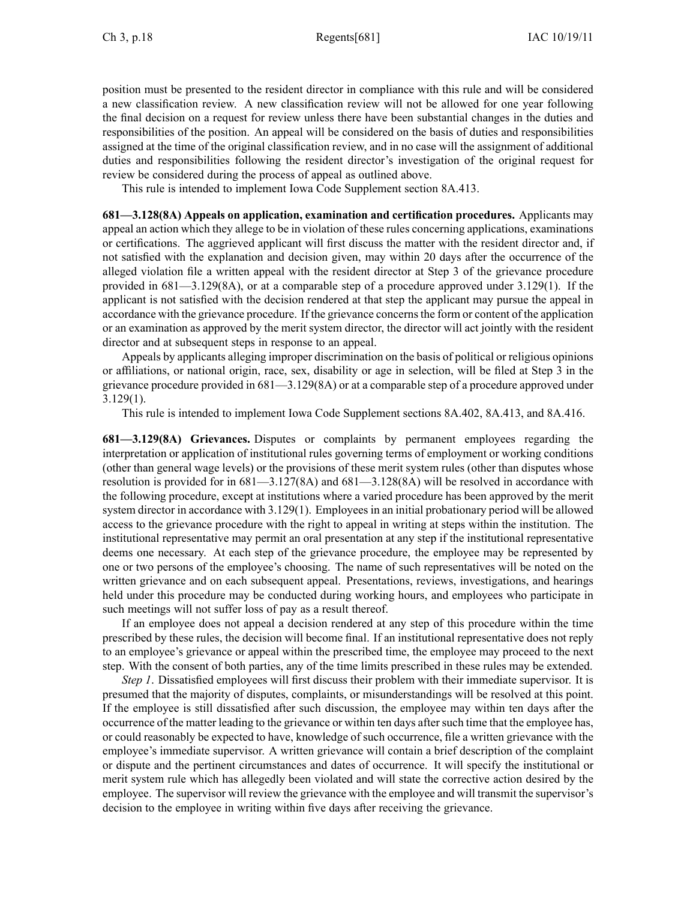position must be presented to the resident director in compliance with this rule and will be considered a new classification review. A new classification review will not be allowed for one year following the final decision on a request for review unless there have been substantial changes in the duties and responsibilities of the position. An appeal will be considered on the basis of duties and responsibilities assigned at the time of the original classification review, and in no case will the assignment of additional duties and responsibilities following the resident director's investigation of the original request for review be considered during the process of appeal as outlined above.

This rule is intended to implement Iowa Code Supplement section 8A.413.

**681—3.128(8A) Appeals on application, examination and certification procedures.** Applicants may appeal an action which they allege to be in violation of these rules concerning applications, examinations or certifications. The aggrieved applicant will first discuss the matter with the resident director and, if not satisfied with the explanation and decision given, may within 20 days after the occurrence of the alleged violation file a written appeal with the resident director at Step 3 of the grievance procedure provided in 681—3.129(8A), or at a comparable step of a procedure approved under 3.129(1). If the applicant is not satisfied with the decision rendered at that step the applicant may pursue the appeal in accordance with the grievance procedure. If the grievance concerns the form or content of the application or an examination as approved by the merit system director, the director will act jointly with the resident director and at subsequent steps in response to an appeal.

Appeals by applicants alleging improper discrimination on the basis of political or religious opinions or affiliations, or national origin, race, sex, disability or age in selection, will be filed at Step 3 in the grievance procedure provided in 681—3.129(8A) or at a comparable step of a procedure approved under 3.129(1).

This rule is intended to implement Iowa Code Supplement sections 8A.402, 8A.413, and 8A.416.

**681—3.129(8A) Grievances.** Disputes or complaints by permanent employees regarding the interpretation or application of institutional rules governing terms of employment or working conditions (other than general wage levels) or the provisions of these merit system rules (other than disputes whose resolution is provided for in 681—3.127(8A) and 681—3.128(8A) will be resolved in accordance with the following procedure, except at institutions where a varied procedure has been approved by the merit system director in accordance with 3.129(1). Employees in an initial probationary period will be allowed access to the grievance procedure with the right to appeal in writing at steps within the institution. The institutional representative may permit an oral presentation at any step if the institutional representative deems one necessary. At each step of the grievance procedure, the employee may be represented by one or two persons of the employee's choosing. The name of such representatives will be noted on the written grievance and on each subsequent appeal. Presentations, reviews, investigations, and hearings held under this procedure may be conducted during working hours, and employees who participate in such meetings will not suffer loss of pay as a result thereof.

If an employee does not appeal a decision rendered at any step of this procedure within the time prescribed by these rules, the decision will become final. If an institutional representative does not reply to an employee's grievance or appeal within the prescribed time, the employee may proceed to the next step. With the consent of both parties, any of the time limits prescribed in these rules may be extended.

*Step 1*. Dissatisfied employees will first discuss their problem with their immediate supervisor. It is presumed that the majority of disputes, complaints, or misunderstandings will be resolved at this point. If the employee is still dissatisfied after such discussion, the employee may within ten days after the occurrence of the matter leading to the grievance or within ten days after such time that the employee has, or could reasonably be expected to have, knowledge of such occurrence, file a written grievance with the employee's immediate supervisor. A written grievance will contain a brief description of the complaint or dispute and the pertinent circumstances and dates of occurrence. It will specify the institutional or merit system rule which has allegedly been violated and will state the corrective action desired by the employee. The supervisor will review the grievance with the employee and will transmit the supervisor's decision to the employee in writing within five days after receiving the grievance.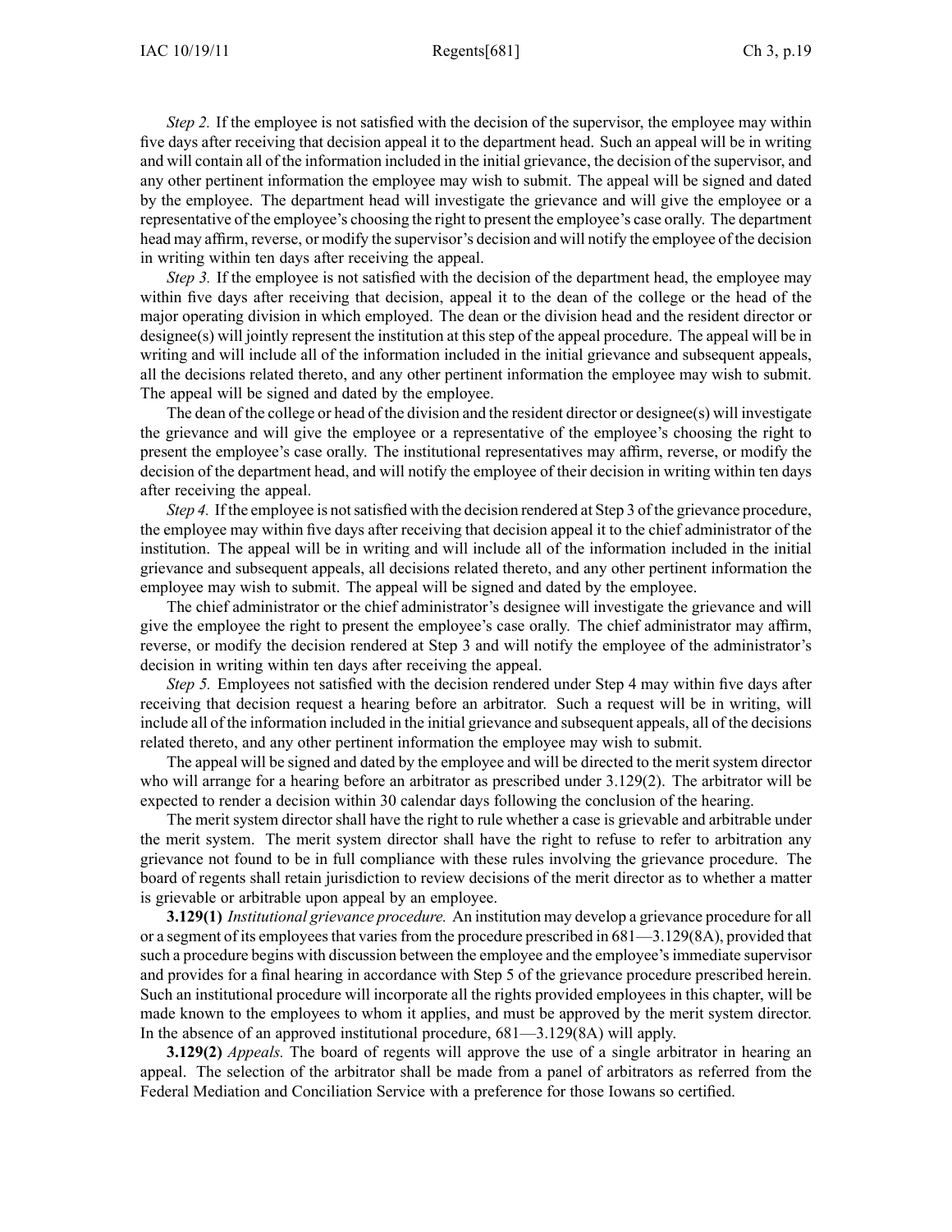*Step 2.* If the employee is not satisfied with the decision of the supervisor, the employee may within five days after receiving that decision appeal it to the department head. Such an appeal will be in writing and will contain all of the information included in the initial grievance, the decision of the supervisor, and any other pertinent information the employee may wish to submit. The appeal will be signed and dated by the employee. The department head will investigate the grievance and will give the employee or a representative of the employee's choosing the right to present the employee's case orally. The department head may affirm, reverse, or modify the supervisor's decision and will notify the employee of the decision in writing within ten days after receiving the appeal.

*Step 3.* If the employee is not satisfied with the decision of the department head, the employee may within five days after receiving that decision, appeal it to the dean of the college or the head of the major operating division in which employed. The dean or the division head and the resident director or designee(s) will jointly represent the institution at this step of the appeal procedure. The appeal will be in writing and will include all of the information included in the initial grievance and subsequent appeals, all the decisions related thereto, and any other pertinent information the employee may wish to submit. The appeal will be signed and dated by the employee.

The dean of the college or head of the division and the resident director or designee(s) will investigate the grievance and will give the employee or a representative of the employee's choosing the right to present the employee's case orally. The institutional representatives may affirm, reverse, or modify the decision of the department head, and will notify the employee of their decision in writing within ten days after receiving the appeal.

*Step 4.* If the employee is not satisfied with the decision rendered at Step 3 of the grievance procedure, the employee may within five days after receiving that decision appeal it to the chief administrator of the institution. The appeal will be in writing and will include all of the information included in the initial grievance and subsequent appeals, all decisions related thereto, and any other pertinent information the employee may wish to submit. The appeal will be signed and dated by the employee.

The chief administrator or the chief administrator's designee will investigate the grievance and will give the employee the right to present the employee's case orally. The chief administrator may affirm, reverse, or modify the decision rendered at Step 3 and will notify the employee of the administrator's decision in writing within ten days after receiving the appeal.

*Step 5.* Employees not satisfied with the decision rendered under Step 4 may within five days after receiving that decision request a hearing before an arbitrator. Such a request will be in writing, will include all of the information included in the initial grievance and subsequent appeals, all of the decisions related thereto, and any other pertinent information the employee may wish to submit.

The appeal will be signed and dated by the employee and will be directed to the merit system director who will arrange for a hearing before an arbitrator as prescribed under 3.129(2). The arbitrator will be expected to render a decision within 30 calendar days following the conclusion of the hearing.

The merit system director shall have the right to rule whether a case is grievable and arbitrable under the merit system. The merit system director shall have the right to refuse to refer to arbitration any grievance not found to be in full compliance with these rules involving the grievance procedure. The board of regents shall retain jurisdiction to review decisions of the merit director as to whether a matter is grievable or arbitrable upon appeal by an employee.

**3.129(1)** *Institutional grievance procedure.* An institution may develop a grievance procedure for all or a segment of its employees that varies from the procedure prescribed in 681—3.129(8A), provided that such a procedure begins with discussion between the employee and the employee's immediate supervisor and provides for a final hearing in accordance with Step 5 of the grievance procedure prescribed herein. Such an institutional procedure will incorporate all the rights provided employees in this chapter, will be made known to the employees to whom it applies, and must be approved by the merit system director. In the absence of an approved institutional procedure, 681—3.129(8A) will apply.

**3.129(2)** *Appeals.* The board of regents will approve the use of a single arbitrator in hearing an appeal. The selection of the arbitrator shall be made from a panel of arbitrators as referred from the Federal Mediation and Conciliation Service with a preference for those Iowans so certified.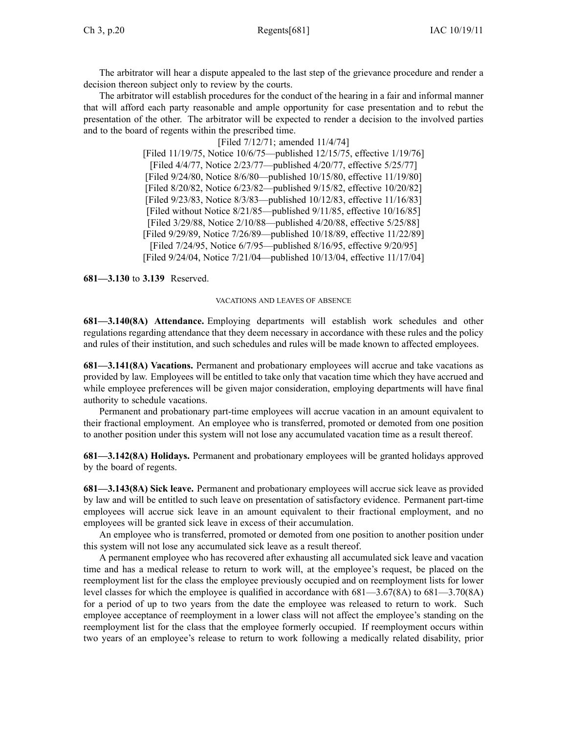The arbitrator will hear a dispute appealed to the last step of the grievance procedure and render a decision thereon subject only to review by the courts.

The arbitrator will establish procedures for the conduct of the hearing in a fair and informal manner that will afford each party reasonable and ample opportunity for case presentation and to rebut the presentation of the other. The arbitrator will be expected to render a decision to the involved parties and to the board of regents within the prescribed time.

[Filed 7/12/71; amended 11/4/74]
[Filed 11/19/75, Notice 10/6/75—published 12/15/75, effective 1/19/76]
[Filed 4/4/77, Notice 2/23/77—published 4/20/77, effective 5/25/77]
[Filed 9/24/80, Notice 8/6/80—published 10/15/80, effective 11/19/80]
[Filed 8/20/82, Notice 6/23/82—published 9/15/82, effective 10/20/82]
[Filed 9/23/83, Notice 8/3/83—published 10/12/83, effective 11/16/83]
[Filed without Notice 8/21/85—published 9/11/85, effective 10/16/85]
[Filed 3/29/88, Notice 2/10/88—published 4/20/88, effective 5/25/88]
[Filed 9/29/89, Notice 7/26/89—published 10/18/89, effective 11/22/89]
[Filed 7/24/95, Notice 6/7/95—published 8/16/95, effective 9/20/95]
[Filed 9/24/04, Notice 7/21/04—published 10/13/04, effective 11/17/04]

**681—3.130** to **3.139** Reserved.

VACATIONS AND LEAVES OF ABSENCE

**681—3.140(8A) Attendance.** Employing departments will establish work schedules and other regulations regarding attendance that they deem necessary in accordance with these rules and the policy and rules of their institution, and such schedules and rules will be made known to affected employees.

**681—3.141(8A) Vacations.** Permanent and probationary employees will accrue and take vacations as provided by law. Employees will be entitled to take only that vacation time which they have accrued and while employee preferences will be given major consideration, employing departments will have final authority to schedule vacations.

Permanent and probationary part-time employees will accrue vacation in an amount equivalent to their fractional employment. An employee who is transferred, promoted or demoted from one position to another position under this system will not lose any accumulated vacation time as a result thereof.

**681—3.142(8A) Holidays.** Permanent and probationary employees will be granted holidays approved by the board of regents.

**681—3.143(8A) Sick leave.** Permanent and probationary employees will accrue sick leave as provided by law and will be entitled to such leave on presentation of satisfactory evidence. Permanent part-time employees will accrue sick leave in an amount equivalent to their fractional employment, and no employees will be granted sick leave in excess of their accumulation.

An employee who is transferred, promoted or demoted from one position to another position under this system will not lose any accumulated sick leave as a result thereof.

A permanent employee who has recovered after exhausting all accumulated sick leave and vacation time and has a medical release to return to work will, at the employee's request, be placed on the reemployment list for the class the employee previously occupied and on reemployment lists for lower level classes for which the employee is qualified in accordance with 681—3.67(8A) to 681—3.70(8A) for a period of up to two years from the date the employee was released to return to work. Such employee acceptance of reemployment in a lower class will not affect the employee's standing on the reemployment list for the class that the employee formerly occupied. If reemployment occurs within two years of an employee's release to return to work following a medically related disability, prior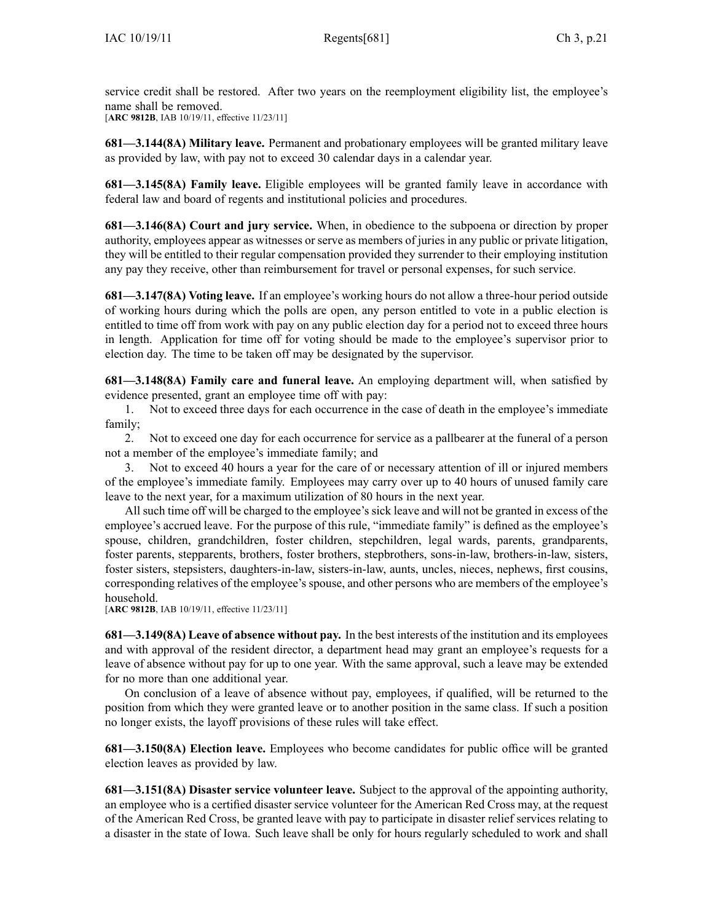service credit shall be restored. After two years on the reemployment eligibility list, the employee's name shall be removed.
[**ARC 9812B**, IAB 10/19/11, effective 11/23/11]

**681—3.144(8A) Military leave.** Permanent and probationary employees will be granted military leave as provided by law, with pay not to exceed 30 calendar days in a calendar year.

**681—3.145(8A) Family leave.** Eligible employees will be granted family leave in accordance with federal law and board of regents and institutional policies and procedures.

**681—3.146(8A) Court and jury service.** When, in obedience to the subpoena or direction by proper authority, employees appear as witnesses or serve as members of juries in any public or private litigation, they will be entitled to their regular compensation provided they surrender to their employing institution any pay they receive, other than reimbursement for travel or personal expenses, for such service.

**681—3.147(8A) Voting leave.** If an employee's working hours do not allow a three-hour period outside of working hours during which the polls are open, any person entitled to vote in a public election is entitled to time off from work with pay on any public election day for a period not to exceed three hours in length. Application for time off for voting should be made to the employee's supervisor prior to election day. The time to be taken off may be designated by the supervisor.

**681—3.148(8A) Family care and funeral leave.** An employing department will, when satisfied by evidence presented, grant an employee time off with pay:

1. Not to exceed three days for each occurrence in the case of death in the employee's immediate family;
2. Not to exceed one day for each occurrence for service as a pallbearer at the funeral of a person not a member of the employee's immediate family; and
3. Not to exceed 40 hours a year for the care of or necessary attention of ill or injured members of the employee's immediate family. Employees may carry over up to 40 hours of unused family care leave to the next year, for a maximum utilization of 80 hours in the next year.

All such time off will be charged to the employee's sick leave and will not be granted in excess of the employee's accrued leave. For the purpose of this rule, "immediate family" is defined as the employee's spouse, children, grandchildren, foster children, stepchildren, legal wards, parents, grandparents, foster parents, stepparents, brothers, foster brothers, stepbrothers, sons-in-law, brothers-in-law, sisters, foster sisters, stepsisters, daughters-in-law, sisters-in-law, aunts, uncles, nieces, nephews, first cousins, corresponding relatives of the employee's spouse, and other persons who are members of the employee's household.
[**ARC 9812B**, IAB 10/19/11, effective 11/23/11]

**681—3.149(8A) Leave of absence without pay.** In the best interests of the institution and its employees and with approval of the resident director, a department head may grant an employee's requests for a leave of absence without pay for up to one year. With the same approval, such a leave may be extended for no more than one additional year.

On conclusion of a leave of absence without pay, employees, if qualified, will be returned to the position from which they were granted leave or to another position in the same class. If such a position no longer exists, the layoff provisions of these rules will take effect.

**681—3.150(8A) Election leave.** Employees who become candidates for public office will be granted election leaves as provided by law.

**681—3.151(8A) Disaster service volunteer leave.** Subject to the approval of the appointing authority, an employee who is a certified disaster service volunteer for the American Red Cross may, at the request of the American Red Cross, be granted leave with pay to participate in disaster relief services relating to a disaster in the state of Iowa. Such leave shall be only for hours regularly scheduled to work and shall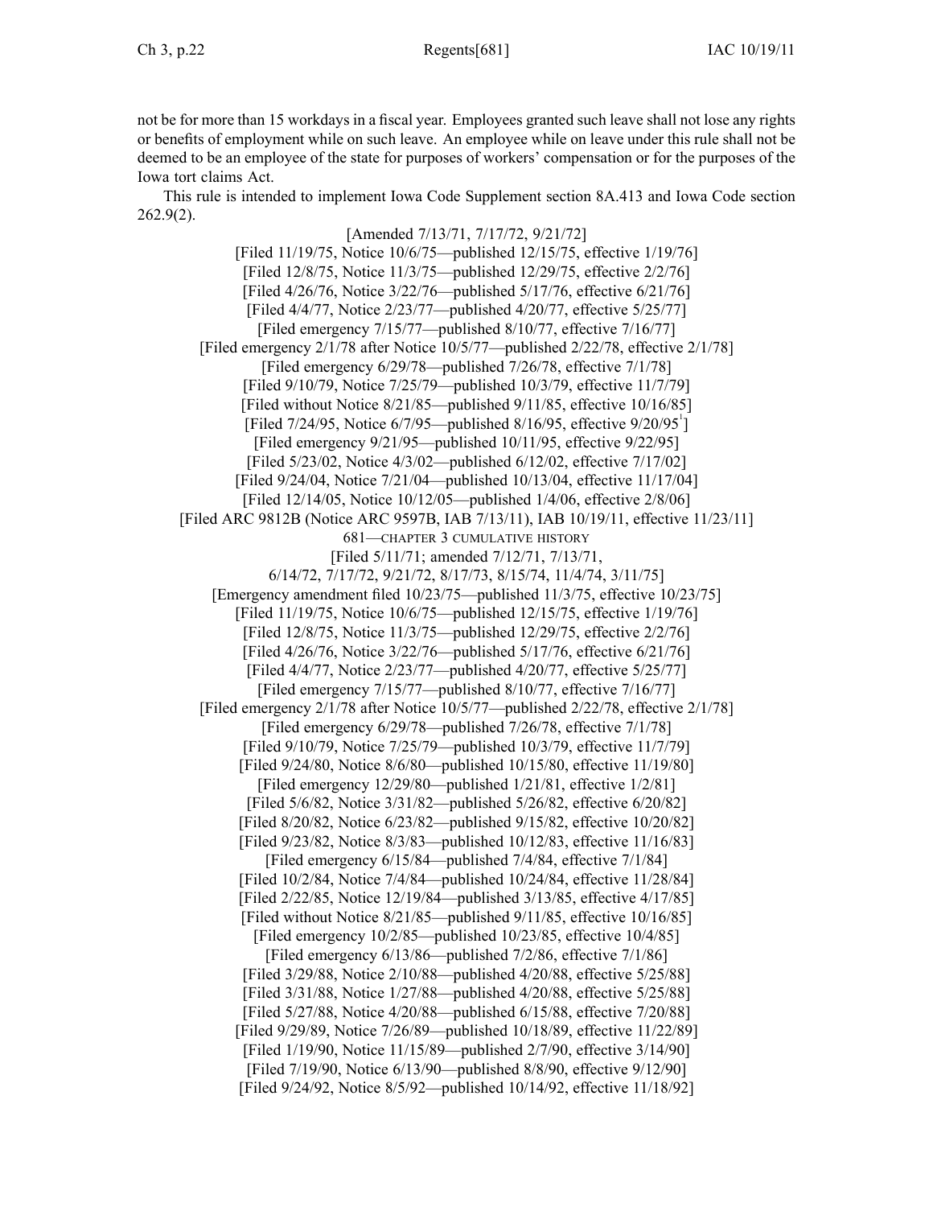not be for more than 15 workdays in a fiscal year. Employees granted such leave shall not lose any rights or benefits of employment while on such leave. An employee while on leave under this rule shall not be deemed to be an employee of the state for purposes of workers' compensation or for the purposes of the Iowa tort claims Act.

This rule is intended to implement Iowa Code Supplement section 8A.413 and Iowa Code section 262.9(2).

[Amended 7/13/71, 7/17/72, 9/21/72]
[Filed 11/19/75, Notice 10/6/75—published 12/15/75, effective 1/19/76]
[Filed 12/8/75, Notice 11/3/75—published 12/29/75, effective 2/2/76]
[Filed 4/26/76, Notice 3/22/76—published 5/17/76, effective 6/21/76]
[Filed 4/4/77, Notice 2/23/77—published 4/20/77, effective 5/25/77]
[Filed emergency 7/15/77—published 8/10/77, effective 7/16/77]
[Filed emergency 2/1/78 after Notice 10/5/77—published 2/22/78, effective 2/1/78]
[Filed emergency 6/29/78—published 7/26/78, effective 7/1/78]
[Filed 9/10/79, Notice 7/25/79—published 10/3/79, effective 11/7/79]
[Filed without Notice 8/21/85—published 9/11/85, effective 10/16/85]
[Filed 7/24/95, Notice 6/7/95—published 8/16/95, effective 9/20/95[1]]
[Filed emergency 9/21/95—published 10/11/95, effective 9/22/95]
[Filed 5/23/02, Notice 4/3/02—published 6/12/02, effective 7/17/02]
[Filed 9/24/04, Notice 7/21/04—published 10/13/04, effective 11/17/04]
[Filed 12/14/05, Notice 10/12/05—published 1/4/06, effective 2/8/06]
[Filed ARC 9812B (Notice ARC 9597B, IAB 7/13/11), IAB 10/19/11, effective 11/23/11]

681—CHAPTER 3 CUMULATIVE HISTORY

[Filed 5/11/71; amended 7/12/71, 7/13/71,
6/14/72, 7/17/72, 9/21/72, 8/17/73, 8/15/74, 11/4/74, 3/11/75]
[Emergency amendment filed 10/23/75—published 11/3/75, effective 10/23/75]
[Filed 11/19/75, Notice 10/6/75—published 12/15/75, effective 1/19/76]
[Filed 12/8/75, Notice 11/3/75—published 12/29/75, effective 2/2/76]
[Filed 4/26/76, Notice 3/22/76—published 5/17/76, effective 6/21/76]
[Filed 4/4/77, Notice 2/23/77—published 4/20/77, effective 5/25/77]
[Filed emergency 7/15/77—published 8/10/77, effective 7/16/77]
[Filed emergency 2/1/78 after Notice 10/5/77—published 2/22/78, effective 2/1/78]
[Filed emergency 6/29/78—published 7/26/78, effective 7/1/78]
[Filed 9/10/79, Notice 7/25/79—published 10/3/79, effective 11/7/79]
[Filed 9/24/80, Notice 8/6/80—published 10/15/80, effective 11/19/80]
[Filed emergency 12/29/80—published 1/21/81, effective 1/2/81]
[Filed 5/6/82, Notice 3/31/82—published 5/26/82, effective 6/20/82]
[Filed 8/20/82, Notice 6/23/82—published 9/15/82, effective 10/20/82]
[Filed 9/23/82, Notice 8/3/83—published 10/12/83, effective 11/16/83]
[Filed emergency 6/15/84—published 7/4/84, effective 7/1/84]
[Filed 10/2/84, Notice 7/4/84—published 10/24/84, effective 11/28/84]
[Filed 2/22/85, Notice 12/19/84—published 3/13/85, effective 4/17/85]
[Filed without Notice 8/21/85—published 9/11/85, effective 10/16/85]
[Filed emergency 10/2/85—published 10/23/85, effective 10/4/85]
[Filed emergency 6/13/86—published 7/2/86, effective 7/1/86]
[Filed 3/29/88, Notice 2/10/88—published 4/20/88, effective 5/25/88]
[Filed 3/31/88, Notice 1/27/88—published 4/20/88, effective 5/25/88]
[Filed 5/27/88, Notice 4/20/88—published 6/15/88, effective 7/20/88]
[Filed 9/29/89, Notice 7/26/89—published 10/18/89, effective 11/22/89]
[Filed 1/19/90, Notice 11/15/89—published 2/7/90, effective 3/14/90]
[Filed 7/19/90, Notice 6/13/90—published 8/8/90, effective 9/12/90]
[Filed 9/24/92, Notice 8/5/92—published 10/14/92, effective 11/18/92]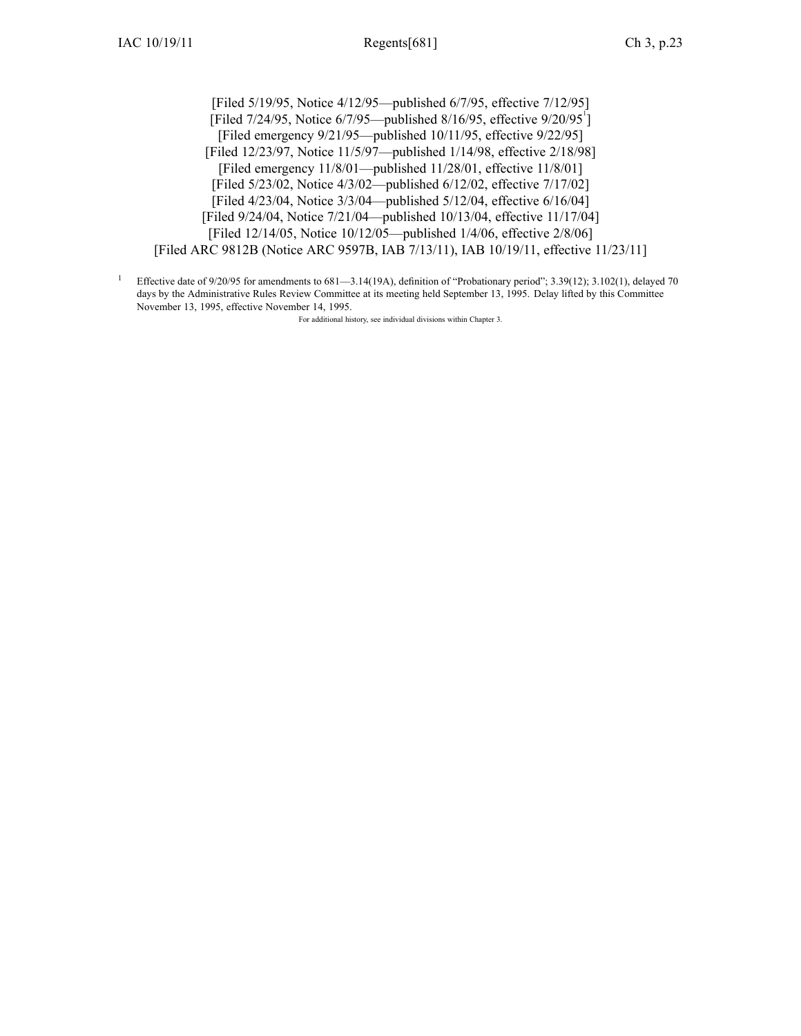[Filed 5/19/95, Notice 4/12/95—published 6/7/95, effective 7/12/95]
[Filed 7/24/95, Notice 6/7/95—published 8/16/95, effective 9/20/95[1]]
[Filed emergency 9/21/95—published 10/11/95, effective 9/22/95]
[Filed 12/23/97, Notice 11/5/97—published 1/14/98, effective 2/18/98]
[Filed emergency 11/8/01—published 11/28/01, effective 11/8/01]
[Filed 5/23/02, Notice 4/3/02—published 6/12/02, effective 7/17/02]
[Filed 4/23/04, Notice 3/3/04—published 5/12/04, effective 6/16/04]
[Filed 9/24/04, Notice 7/21/04—published 10/13/04, effective 11/17/04]
[Filed 12/14/05, Notice 10/12/05—published 1/4/06, effective 2/8/06]
[Filed ARC 9812B (Notice ARC 9597B, IAB 7/13/11), IAB 10/19/11, effective 11/23/11]

[1] Effective date of 9/20/95 for amendments to 681—3.14(19A), definition of "Probationary period"; 3.39(12); 3.102(1), delayed 70 days by the Administrative Rules Review Committee at its meeting held September 13, 1995. Delay lifted by this Committee November 13, 1995, effective November 14, 1995.

For additional history, see individual divisions within Chapter 3.